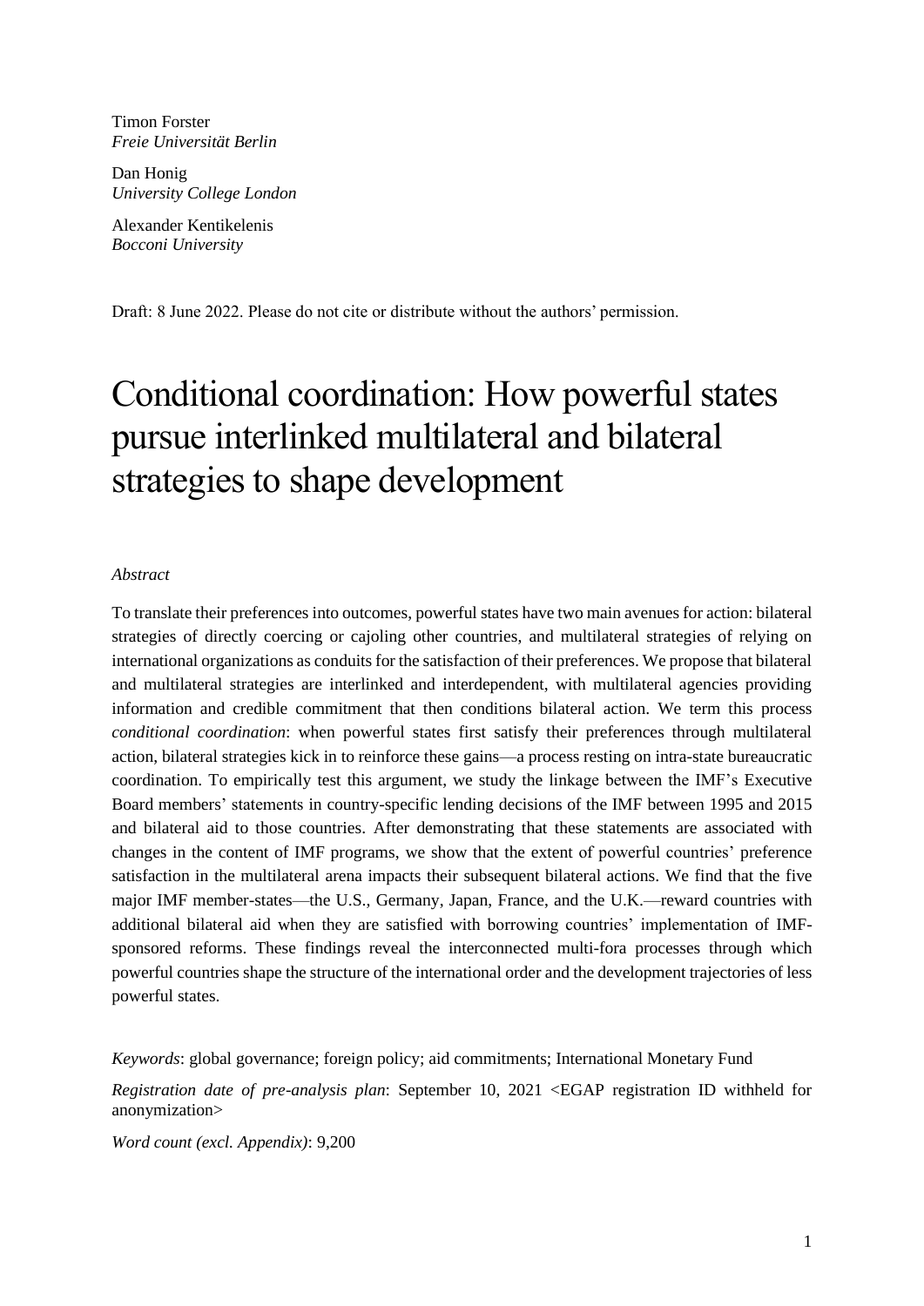Timon Forster
*Freie Universität Berlin*

Dan Honig
*University College London*

Alexander Kentikelenis
*Bocconi University*

Draft: 8 June 2022. Please do not cite or distribute without the authors' permission.

# Conditional coordination: How powerful states pursue interlinked multilateral and bilateral strategies to shape development

*Abstract*

To translate their preferences into outcomes, powerful states have two main avenues for action: bilateral strategies of directly coercing or cajoling other countries, and multilateral strategies of relying on international organizations as conduits for the satisfaction of their preferences. We propose that bilateral and multilateral strategies are interlinked and interdependent, with multilateral agencies providing information and credible commitment that then conditions bilateral action. We term this process *conditional coordination*: when powerful states first satisfy their preferences through multilateral action, bilateral strategies kick in to reinforce these gains—a process resting on intra-state bureaucratic coordination. To empirically test this argument, we study the linkage between the IMF's Executive Board members' statements in country-specific lending decisions of the IMF between 1995 and 2015 and bilateral aid to those countries. After demonstrating that these statements are associated with changes in the content of IMF programs, we show that the extent of powerful countries' preference satisfaction in the multilateral arena impacts their subsequent bilateral actions. We find that the five major IMF member-states—the U.S., Germany, Japan, France, and the U.K.—reward countries with additional bilateral aid when they are satisfied with borrowing countries' implementation of IMF-sponsored reforms. These findings reveal the interconnected multi-fora processes through which powerful countries shape the structure of the international order and the development trajectories of less powerful states.

*Keywords*: global governance; foreign policy; aid commitments; International Monetary Fund

*Registration date of pre-analysis plan*: September 10, 2021 <EGAP registration ID withheld for anonymization>

*Word count (excl. Appendix)*: 9,200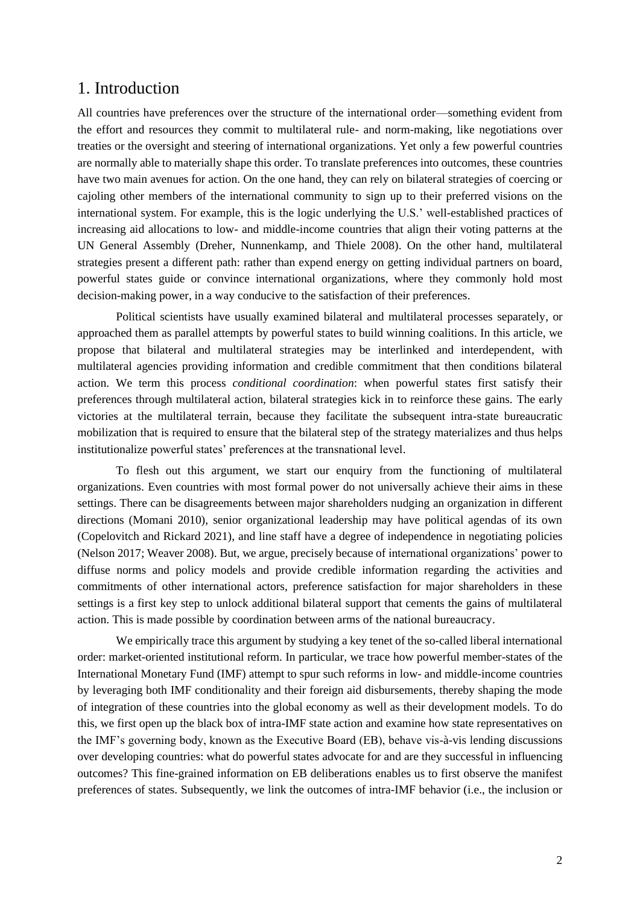# 1. Introduction

All countries have preferences over the structure of the international order—something evident from the effort and resources they commit to multilateral rule- and norm-making, like negotiations over treaties or the oversight and steering of international organizations. Yet only a few powerful countries are normally able to materially shape this order. To translate preferences into outcomes, these countries have two main avenues for action. On the one hand, they can rely on bilateral strategies of coercing or cajoling other members of the international community to sign up to their preferred visions on the international system. For example, this is the logic underlying the U.S.' well-established practices of increasing aid allocations to low- and middle-income countries that align their voting patterns at the UN General Assembly (Dreher, Nunnenkamp, and Thiele 2008). On the other hand, multilateral strategies present a different path: rather than expend energy on getting individual partners on board, powerful states guide or convince international organizations, where they commonly hold most decision-making power, in a way conducive to the satisfaction of their preferences.

Political scientists have usually examined bilateral and multilateral processes separately, or approached them as parallel attempts by powerful states to build winning coalitions. In this article, we propose that bilateral and multilateral strategies may be interlinked and interdependent, with multilateral agencies providing information and credible commitment that then conditions bilateral action. We term this process *conditional coordination*: when powerful states first satisfy their preferences through multilateral action, bilateral strategies kick in to reinforce these gains. The early victories at the multilateral terrain, because they facilitate the subsequent intra-state bureaucratic mobilization that is required to ensure that the bilateral step of the strategy materializes and thus helps institutionalize powerful states' preferences at the transnational level.

To flesh out this argument, we start our enquiry from the functioning of multilateral organizations. Even countries with most formal power do not universally achieve their aims in these settings. There can be disagreements between major shareholders nudging an organization in different directions (Momani 2010), senior organizational leadership may have political agendas of its own (Copelovitch and Rickard 2021), and line staff have a degree of independence in negotiating policies (Nelson 2017; Weaver 2008). But, we argue, precisely because of international organizations' power to diffuse norms and policy models and provide credible information regarding the activities and commitments of other international actors, preference satisfaction for major shareholders in these settings is a first key step to unlock additional bilateral support that cements the gains of multilateral action. This is made possible by coordination between arms of the national bureaucracy.

We empirically trace this argument by studying a key tenet of the so-called liberal international order: market-oriented institutional reform. In particular, we trace how powerful member-states of the International Monetary Fund (IMF) attempt to spur such reforms in low- and middle-income countries by leveraging both IMF conditionality and their foreign aid disbursements, thereby shaping the mode of integration of these countries into the global economy as well as their development models. To do this, we first open up the black box of intra-IMF state action and examine how state representatives on the IMF's governing body, known as the Executive Board (EB), behave vis-à-vis lending discussions over developing countries: what do powerful states advocate for and are they successful in influencing outcomes? This fine-grained information on EB deliberations enables us to first observe the manifest preferences of states. Subsequently, we link the outcomes of intra-IMF behavior (i.e., the inclusion or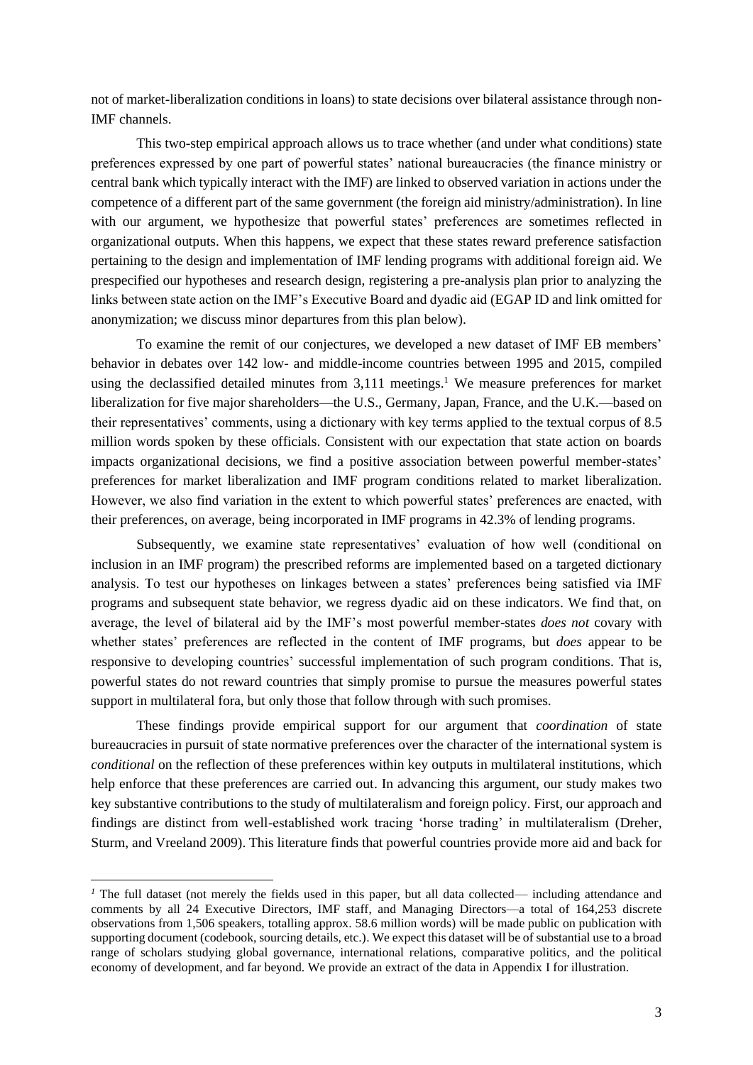not of market-liberalization conditions in loans) to state decisions over bilateral assistance through non-IMF channels.

This two-step empirical approach allows us to trace whether (and under what conditions) state preferences expressed by one part of powerful states' national bureaucracies (the finance ministry or central bank which typically interact with the IMF) are linked to observed variation in actions under the competence of a different part of the same government (the foreign aid ministry/administration). In line with our argument, we hypothesize that powerful states' preferences are sometimes reflected in organizational outputs. When this happens, we expect that these states reward preference satisfaction pertaining to the design and implementation of IMF lending programs with additional foreign aid. We prespecified our hypotheses and research design, registering a pre-analysis plan prior to analyzing the links between state action on the IMF's Executive Board and dyadic aid (EGAP ID and link omitted for anonymization; we discuss minor departures from this plan below).

To examine the remit of our conjectures, we developed a new dataset of IMF EB members' behavior in debates over 142 low- and middle-income countries between 1995 and 2015, compiled using the declassified detailed minutes from 3,111 meetings.[1] We measure preferences for market liberalization for five major shareholders—the U.S., Germany, Japan, France, and the U.K.—based on their representatives' comments, using a dictionary with key terms applied to the textual corpus of 8.5 million words spoken by these officials. Consistent with our expectation that state action on boards impacts organizational decisions, we find a positive association between powerful member-states' preferences for market liberalization and IMF program conditions related to market liberalization. However, we also find variation in the extent to which powerful states' preferences are enacted, with their preferences, on average, being incorporated in IMF programs in 42.3% of lending programs.

Subsequently, we examine state representatives' evaluation of how well (conditional on inclusion in an IMF program) the prescribed reforms are implemented based on a targeted dictionary analysis. To test our hypotheses on linkages between a states' preferences being satisfied via IMF programs and subsequent state behavior, we regress dyadic aid on these indicators. We find that, on average, the level of bilateral aid by the IMF's most powerful member-states *does not* covary with whether states' preferences are reflected in the content of IMF programs, but *does* appear to be responsive to developing countries' successful implementation of such program conditions. That is, powerful states do not reward countries that simply promise to pursue the measures powerful states support in multilateral fora, but only those that follow through with such promises.

These findings provide empirical support for our argument that *coordination* of state bureaucracies in pursuit of state normative preferences over the character of the international system is *conditional* on the reflection of these preferences within key outputs in multilateral institutions, which help enforce that these preferences are carried out. In advancing this argument, our study makes two key substantive contributions to the study of multilateralism and foreign policy. First, our approach and findings are distinct from well-established work tracing 'horse trading' in multilateralism (Dreher, Sturm, and Vreeland 2009). This literature finds that powerful countries provide more aid and back for

---

[1] The full dataset (not merely the fields used in this paper, but all data collected— including attendance and comments by all 24 Executive Directors, IMF staff, and Managing Directors—a total of 164,253 discrete observations from 1,506 speakers, totalling approx. 58.6 million words) will be made public on publication with supporting document (codebook, sourcing details, etc.). We expect this dataset will be of substantial use to a broad range of scholars studying global governance, international relations, comparative politics, and the political economy of development, and far beyond. We provide an extract of the data in Appendix I for illustration.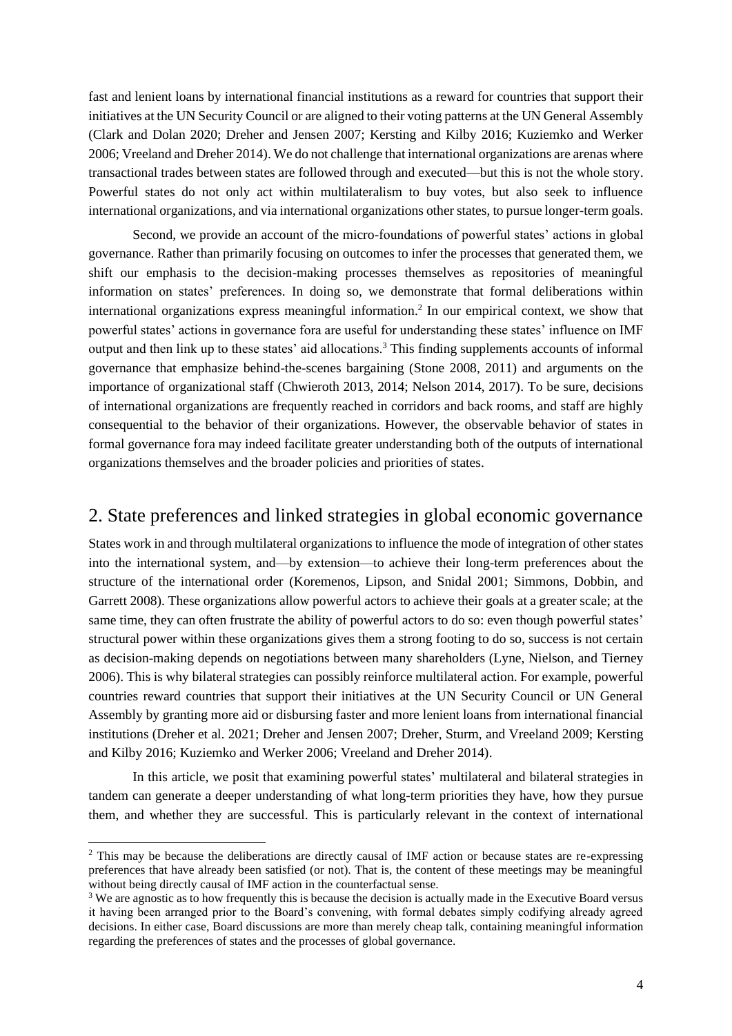fast and lenient loans by international financial institutions as a reward for countries that support their initiatives at the UN Security Council or are aligned to their voting patterns at the UN General Assembly (Clark and Dolan 2020; Dreher and Jensen 2007; Kersting and Kilby 2016; Kuziemko and Werker 2006; Vreeland and Dreher 2014). We do not challenge that international organizations are arenas where transactional trades between states are followed through and executed—but this is not the whole story. Powerful states do not only act within multilateralism to buy votes, but also seek to influence international organizations, and via international organizations other states, to pursue longer-term goals.

Second, we provide an account of the micro-foundations of powerful states' actions in global governance. Rather than primarily focusing on outcomes to infer the processes that generated them, we shift our emphasis to the decision-making processes themselves as repositories of meaningful information on states' preferences. In doing so, we demonstrate that formal deliberations within international organizations express meaningful information.[2] In our empirical context, we show that powerful states' actions in governance fora are useful for understanding these states' influence on IMF output and then link up to these states' aid allocations.[3] This finding supplements accounts of informal governance that emphasize behind-the-scenes bargaining (Stone 2008, 2011) and arguments on the importance of organizational staff (Chwieroth 2013, 2014; Nelson 2014, 2017). To be sure, decisions of international organizations are frequently reached in corridors and back rooms, and staff are highly consequential to the behavior of their organizations. However, the observable behavior of states in formal governance fora may indeed facilitate greater understanding both of the outputs of international organizations themselves and the broader policies and priorities of states.

## 2. State preferences and linked strategies in global economic governance

States work in and through multilateral organizations to influence the mode of integration of other states into the international system, and—by extension—to achieve their long-term preferences about the structure of the international order (Koremenos, Lipson, and Snidal 2001; Simmons, Dobbin, and Garrett 2008). These organizations allow powerful actors to achieve their goals at a greater scale; at the same time, they can often frustrate the ability of powerful actors to do so: even though powerful states' structural power within these organizations gives them a strong footing to do so, success is not certain as decision-making depends on negotiations between many shareholders (Lyne, Nielson, and Tierney 2006). This is why bilateral strategies can possibly reinforce multilateral action. For example, powerful countries reward countries that support their initiatives at the UN Security Council or UN General Assembly by granting more aid or disbursing faster and more lenient loans from international financial institutions (Dreher et al. 2021; Dreher and Jensen 2007; Dreher, Sturm, and Vreeland 2009; Kersting and Kilby 2016; Kuziemko and Werker 2006; Vreeland and Dreher 2014).

In this article, we posit that examining powerful states' multilateral and bilateral strategies in tandem can generate a deeper understanding of what long-term priorities they have, how they pursue them, and whether they are successful. This is particularly relevant in the context of international

[2] This may be because the deliberations are directly causal of IMF action or because states are re-expressing preferences that have already been satisfied (or not). That is, the content of these meetings may be meaningful without being directly causal of IMF action in the counterfactual sense.

[3] We are agnostic as to how frequently this is because the decision is actually made in the Executive Board versus it having been arranged prior to the Board's convening, with formal debates simply codifying already agreed decisions. In either case, Board discussions are more than merely cheap talk, containing meaningful information regarding the preferences of states and the processes of global governance.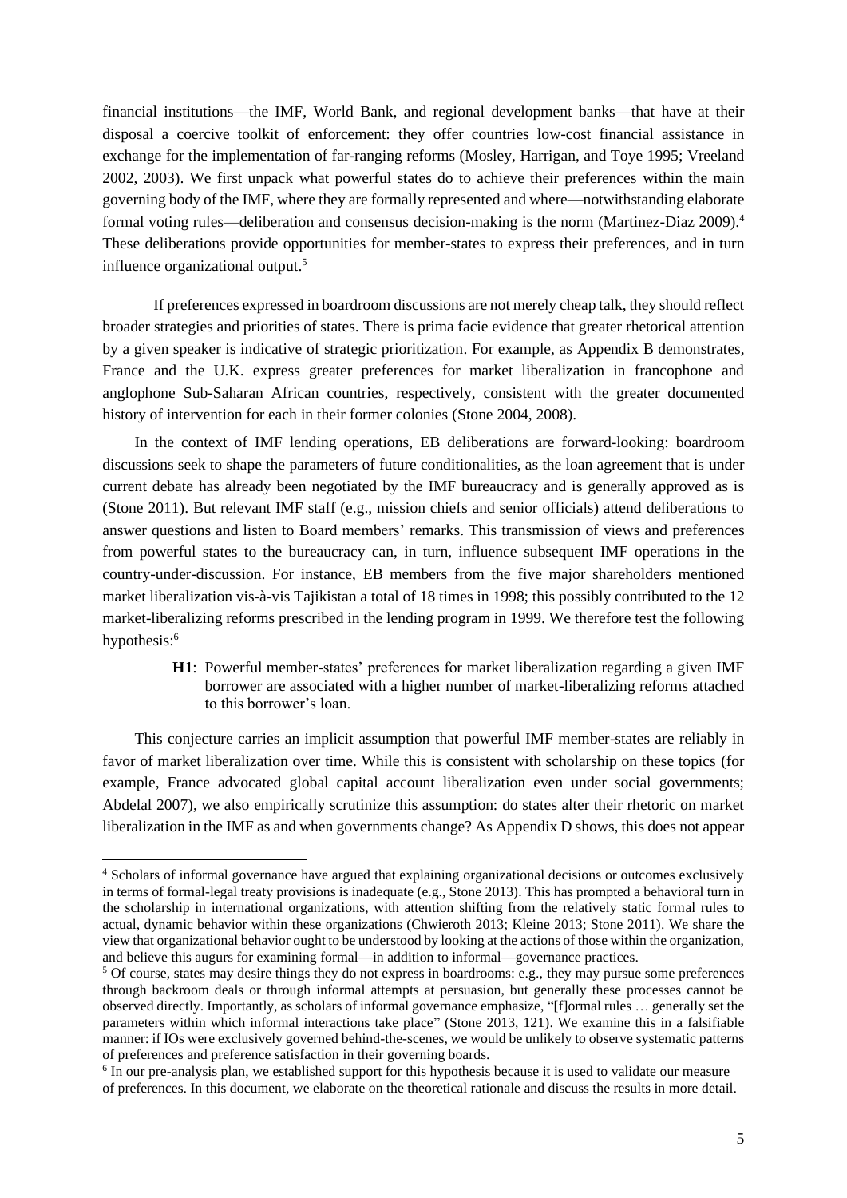financial institutions—the IMF, World Bank, and regional development banks—that have at their disposal a coercive toolkit of enforcement: they offer countries low-cost financial assistance in exchange for the implementation of far-ranging reforms (Mosley, Harrigan, and Toye 1995; Vreeland 2002, 2003). We first unpack what powerful states do to achieve their preferences within the main governing body of the IMF, where they are formally represented and where—notwithstanding elaborate formal voting rules—deliberation and consensus decision-making is the norm (Martinez-Diaz 2009).[4] These deliberations provide opportunities for member-states to express their preferences, and in turn influence organizational output.[5]

If preferences expressed in boardroom discussions are not merely cheap talk, they should reflect broader strategies and priorities of states. There is prima facie evidence that greater rhetorical attention by a given speaker is indicative of strategic prioritization. For example, as Appendix B demonstrates, France and the U.K. express greater preferences for market liberalization in francophone and anglophone Sub-Saharan African countries, respectively, consistent with the greater documented history of intervention for each in their former colonies (Stone 2004, 2008).

In the context of IMF lending operations, EB deliberations are forward-looking: boardroom discussions seek to shape the parameters of future conditionalities, as the loan agreement that is under current debate has already been negotiated by the IMF bureaucracy and is generally approved as is (Stone 2011). But relevant IMF staff (e.g., mission chiefs and senior officials) attend deliberations to answer questions and listen to Board members' remarks. This transmission of views and preferences from powerful states to the bureaucracy can, in turn, influence subsequent IMF operations in the country-under-discussion. For instance, EB members from the five major shareholders mentioned market liberalization vis-à-vis Tajikistan a total of 18 times in 1998; this possibly contributed to the 12 market-liberalizing reforms prescribed in the lending program in 1999. We therefore test the following hypothesis:[6]

> **H1**: Powerful member-states' preferences for market liberalization regarding a given IMF borrower are associated with a higher number of market-liberalizing reforms attached to this borrower's loan.

This conjecture carries an implicit assumption that powerful IMF member-states are reliably in favor of market liberalization over time. While this is consistent with scholarship on these topics (for example, France advocated global capital account liberalization even under social governments; Abdelal 2007), we also empirically scrutinize this assumption: do states alter their rhetoric on market liberalization in the IMF as and when governments change? As Appendix D shows, this does not appear

---

[4] Scholars of informal governance have argued that explaining organizational decisions or outcomes exclusively in terms of formal-legal treaty provisions is inadequate (e.g., Stone 2013). This has prompted a behavioral turn in the scholarship in international organizations, with attention shifting from the relatively static formal rules to actual, dynamic behavior within these organizations (Chwieroth 2013; Kleine 2013; Stone 2011). We share the view that organizational behavior ought to be understood by looking at the actions of those within the organization, and believe this augurs for examining formal—in addition to informal—governance practices.

[5] Of course, states may desire things they do not express in boardrooms: e.g., they may pursue some preferences through backroom deals or through informal attempts at persuasion, but generally these processes cannot be observed directly. Importantly, as scholars of informal governance emphasize, "[f]ormal rules … generally set the parameters within which informal interactions take place" (Stone 2013, 121). We examine this in a falsifiable manner: if IOs were exclusively governed behind-the-scenes, we would be unlikely to observe systematic patterns of preferences and preference satisfaction in their governing boards.

[6] In our pre-analysis plan, we established support for this hypothesis because it is used to validate our measure of preferences. In this document, we elaborate on the theoretical rationale and discuss the results in more detail.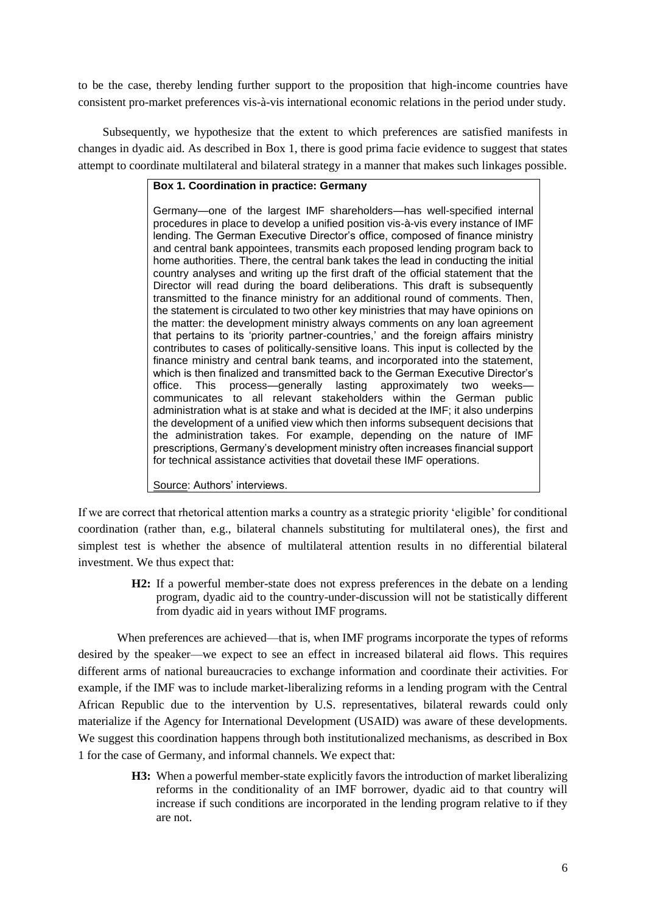to be the case, thereby lending further support to the proposition that high-income countries have consistent pro-market preferences vis-à-vis international economic relations in the period under study.

Subsequently, we hypothesize that the extent to which preferences are satisfied manifests in changes in dyadic aid. As described in Box 1, there is good prima facie evidence to suggest that states attempt to coordinate multilateral and bilateral strategy in a manner that makes such linkages possible.

> **Box 1. Coordination in practice: Germany**
>
> Germany—one of the largest IMF shareholders—has well-specified internal procedures in place to develop a unified position vis-à-vis every instance of IMF lending. The German Executive Director's office, composed of finance ministry and central bank appointees, transmits each proposed lending program back to home authorities. There, the central bank takes the lead in conducting the initial country analyses and writing up the first draft of the official statement that the Director will read during the board deliberations. This draft is subsequently transmitted to the finance ministry for an additional round of comments. Then, the statement is circulated to two other key ministries that may have opinions on the matter: the development ministry always comments on any loan agreement that pertains to its 'priority partner-countries,' and the foreign affairs ministry contributes to cases of politically-sensitive loans. This input is collected by the finance ministry and central bank teams, and incorporated into the statement, which is then finalized and transmitted back to the German Executive Director's office. This process—generally lasting approximately two weeks—communicates to all relevant stakeholders within the German public administration what is at stake and what is decided at the IMF; it also underpins the development of a unified view which then informs subsequent decisions that the administration takes. For example, depending on the nature of IMF prescriptions, Germany's development ministry often increases financial support for technical assistance activities that dovetail these IMF operations.
>
> Source: Authors' interviews.

If we are correct that rhetorical attention marks a country as a strategic priority 'eligible' for conditional coordination (rather than, e.g., bilateral channels substituting for multilateral ones), the first and simplest test is whether the absence of multilateral attention results in no differential bilateral investment. We thus expect that:

> **H2:** If a powerful member-state does not express preferences in the debate on a lending program, dyadic aid to the country-under-discussion will not be statistically different from dyadic aid in years without IMF programs.

When preferences are achieved—that is, when IMF programs incorporate the types of reforms desired by the speaker—we expect to see an effect in increased bilateral aid flows. This requires different arms of national bureaucracies to exchange information and coordinate their activities. For example, if the IMF was to include market-liberalizing reforms in a lending program with the Central African Republic due to the intervention by U.S. representatives, bilateral rewards could only materialize if the Agency for International Development (USAID) was aware of these developments. We suggest this coordination happens through both institutionalized mechanisms, as described in Box 1 for the case of Germany, and informal channels. We expect that:

> **H3:** When a powerful member-state explicitly favors the introduction of market liberalizing reforms in the conditionality of an IMF borrower, dyadic aid to that country will increase if such conditions are incorporated in the lending program relative to if they are not.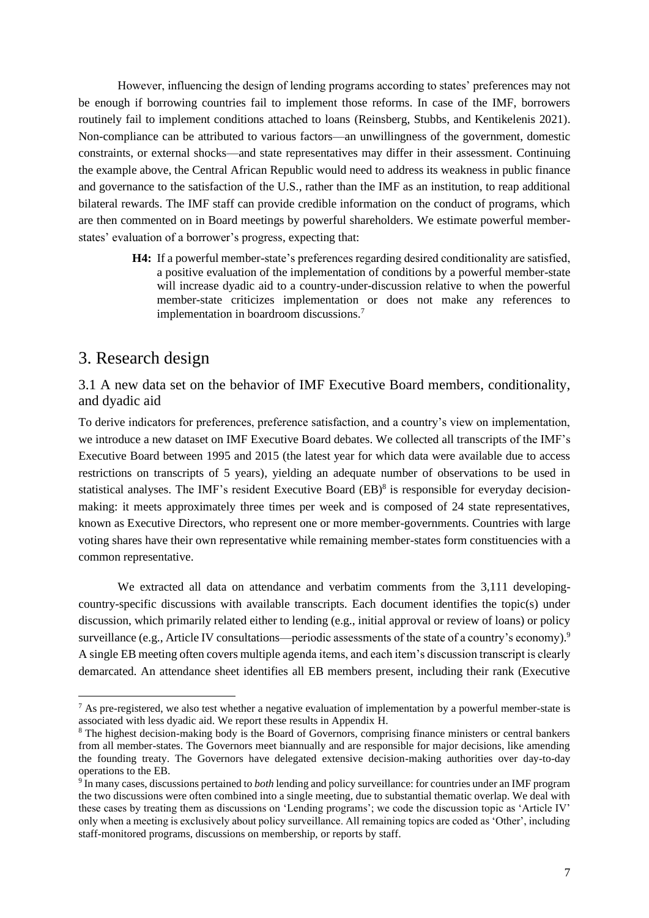However, influencing the design of lending programs according to states' preferences may not be enough if borrowing countries fail to implement those reforms. In case of the IMF, borrowers routinely fail to implement conditions attached to loans (Reinsberg, Stubbs, and Kentikelenis 2021). Non-compliance can be attributed to various factors—an unwillingness of the government, domestic constraints, or external shocks—and state representatives may differ in their assessment. Continuing the example above, the Central African Republic would need to address its weakness in public finance and governance to the satisfaction of the U.S., rather than the IMF as an institution, to reap additional bilateral rewards. The IMF staff can provide credible information on the conduct of programs, which are then commented on in Board meetings by powerful shareholders. We estimate powerful member-states' evaluation of a borrower's progress, expecting that:

> **H4:** If a powerful member-state's preferences regarding desired conditionality are satisfied, a positive evaluation of the implementation of conditions by a powerful member-state will increase dyadic aid to a country-under-discussion relative to when the powerful member-state criticizes implementation or does not make any references to implementation in boardroom discussions.[7]

# 3. Research design

## 3.1 A new data set on the behavior of IMF Executive Board members, conditionality, and dyadic aid

To derive indicators for preferences, preference satisfaction, and a country's view on implementation, we introduce a new dataset on IMF Executive Board debates. We collected all transcripts of the IMF's Executive Board between 1995 and 2015 (the latest year for which data were available due to access restrictions on transcripts of 5 years), yielding an adequate number of observations to be used in statistical analyses. The IMF's resident Executive Board (EB)[8] is responsible for everyday decision-making: it meets approximately three times per week and is composed of 24 state representatives, known as Executive Directors, who represent one or more member-governments. Countries with large voting shares have their own representative while remaining member-states form constituencies with a common representative.

We extracted all data on attendance and verbatim comments from the 3,111 developing-country-specific discussions with available transcripts. Each document identifies the topic(s) under discussion, which primarily related either to lending (e.g., initial approval or review of loans) or policy surveillance (e.g., Article IV consultations—periodic assessments of the state of a country's economy).[9] A single EB meeting often covers multiple agenda items, and each item's discussion transcript is clearly demarcated. An attendance sheet identifies all EB members present, including their rank (Executive

---

[7] As pre-registered, we also test whether a negative evaluation of implementation by a powerful member-state is associated with less dyadic aid. We report these results in Appendix H.

[8] The highest decision-making body is the Board of Governors, comprising finance ministers or central bankers from all member-states. The Governors meet biannually and are responsible for major decisions, like amending the founding treaty. The Governors have delegated extensive decision-making authorities over day-to-day operations to the EB.

[9] In many cases, discussions pertained to *both* lending and policy surveillance: for countries under an IMF program the two discussions were often combined into a single meeting, due to substantial thematic overlap. We deal with these cases by treating them as discussions on 'Lending programs'; we code the discussion topic as 'Article IV' only when a meeting is exclusively about policy surveillance. All remaining topics are coded as 'Other', including staff-monitored programs, discussions on membership, or reports by staff.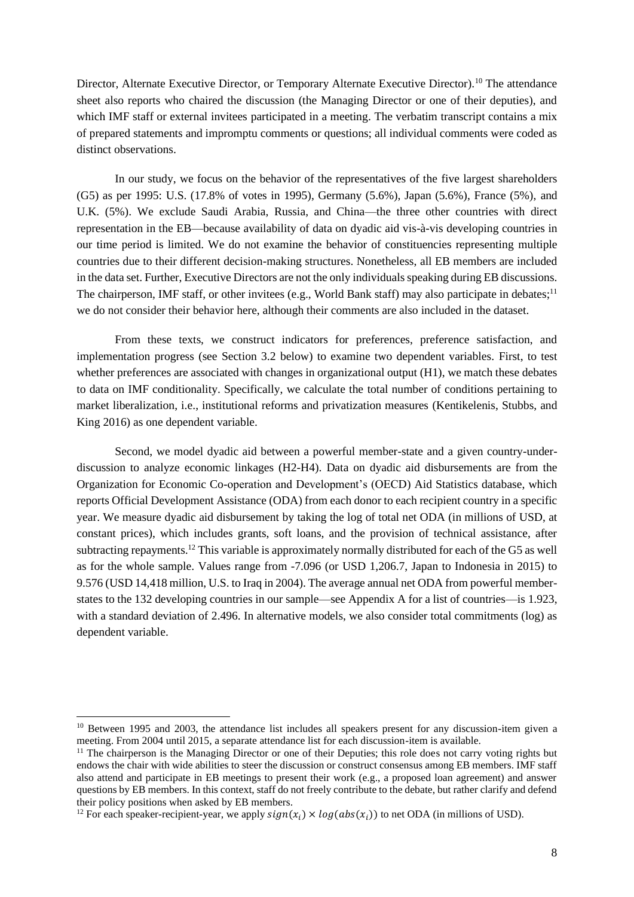Director, Alternate Executive Director, or Temporary Alternate Executive Director).[10] The attendance sheet also reports who chaired the discussion (the Managing Director or one of their deputies), and which IMF staff or external invitees participated in a meeting. The verbatim transcript contains a mix of prepared statements and impromptu comments or questions; all individual comments were coded as distinct observations.

In our study, we focus on the behavior of the representatives of the five largest shareholders (G5) as per 1995: U.S. (17.8% of votes in 1995), Germany (5.6%), Japan (5.6%), France (5%), and U.K. (5%). We exclude Saudi Arabia, Russia, and China—the three other countries with direct representation in the EB—because availability of data on dyadic aid vis-à-vis developing countries in our time period is limited. We do not examine the behavior of constituencies representing multiple countries due to their different decision-making structures. Nonetheless, all EB members are included in the data set. Further, Executive Directors are not the only individuals speaking during EB discussions. The chairperson, IMF staff, or other invitees (e.g., World Bank staff) may also participate in debates;[11] we do not consider their behavior here, although their comments are also included in the dataset.

From these texts, we construct indicators for preferences, preference satisfaction, and implementation progress (see Section 3.2 below) to examine two dependent variables. First, to test whether preferences are associated with changes in organizational output (H1), we match these debates to data on IMF conditionality. Specifically, we calculate the total number of conditions pertaining to market liberalization, i.e., institutional reforms and privatization measures (Kentikelenis, Stubbs, and King 2016) as one dependent variable.

Second, we model dyadic aid between a powerful member-state and a given country-under-discussion to analyze economic linkages (H2-H4). Data on dyadic aid disbursements are from the Organization for Economic Co-operation and Development's (OECD) Aid Statistics database, which reports Official Development Assistance (ODA) from each donor to each recipient country in a specific year. We measure dyadic aid disbursement by taking the log of total net ODA (in millions of USD, at constant prices), which includes grants, soft loans, and the provision of technical assistance, after subtracting repayments.[12] This variable is approximately normally distributed for each of the G5 as well as for the whole sample. Values range from -7.096 (or USD 1,206.7, Japan to Indonesia in 2015) to 9.576 (USD 14,418 million, U.S. to Iraq in 2004). The average annual net ODA from powerful member-states to the 132 developing countries in our sample—see Appendix A for a list of countries—is 1.923, with a standard deviation of 2.496. In alternative models, we also consider total commitments (log) as dependent variable.

---

[10] Between 1995 and 2003, the attendance list includes all speakers present for any discussion-item given a meeting. From 2004 until 2015, a separate attendance list for each discussion-item is available.

[11] The chairperson is the Managing Director or one of their Deputies; this role does not carry voting rights but endows the chair with wide abilities to steer the discussion or construct consensus among EB members. IMF staff also attend and participate in EB meetings to present their work (e.g., a proposed loan agreement) and answer questions by EB members. In this context, staff do not freely contribute to the debate, but rather clarify and defend their policy positions when asked by EB members.

[12] For each speaker-recipient-year, we apply $sign(x_i) \times log(abs(x_i))$ to net ODA (in millions of USD).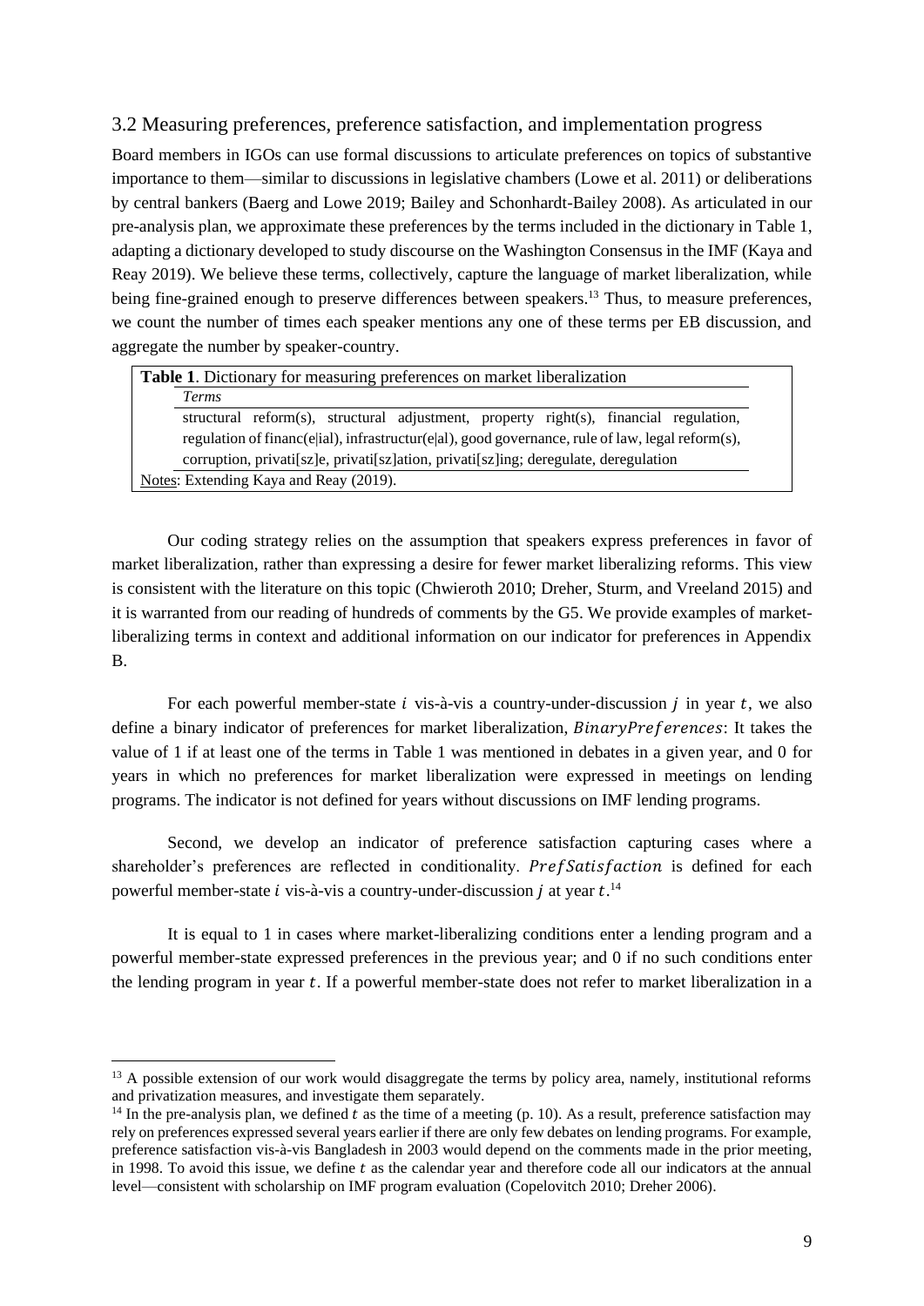### 3.2 Measuring preferences, preference satisfaction, and implementation progress

Board members in IGOs can use formal discussions to articulate preferences on topics of substantive importance to them—similar to discussions in legislative chambers (Lowe et al. 2011) or deliberations by central bankers (Baerg and Lowe 2019; Bailey and Schonhardt-Bailey 2008). As articulated in our pre-analysis plan, we approximate these preferences by the terms included in the dictionary in Table 1, adapting a dictionary developed to study discourse on the Washington Consensus in the IMF (Kaya and Reay 2019). We believe these terms, collectively, capture the language of market liberalization, while being fine-grained enough to preserve differences between speakers.[13] Thus, to measure preferences, we count the number of times each speaker mentions any one of these terms per EB discussion, and aggregate the number by speaker-country.

| **Table 1**. Dictionary for measuring preferences on market liberalization |
|---|
| *Terms* |
| structural reform(s), structural adjustment, property right(s), financial regulation, regulation of financ(e\|ial), infrastructur(e\|al), good governance, rule of law, legal reform(s), corruption, privati[sz]e, privati[sz]ation, privati[sz]ing; deregulate, deregulation |
| Notes: Extending Kaya and Reay (2019). |

Our coding strategy relies on the assumption that speakers express preferences in favor of market liberalization, rather than expressing a desire for fewer market liberalizing reforms. This view is consistent with the literature on this topic (Chwieroth 2010; Dreher, Sturm, and Vreeland 2015) and it is warranted from our reading of hundreds of comments by the G5. We provide examples of market-liberalizing terms in context and additional information on our indicator for preferences in Appendix B.

For each powerful member-state $i$ vis-à-vis a country-under-discussion $j$ in year $t$, we also define a binary indicator of preferences for market liberalization, $BinaryPreferences$: It takes the value of 1 if at least one of the terms in Table 1 was mentioned in debates in a given year, and 0 for years in which no preferences for market liberalization were expressed in meetings on lending programs. The indicator is not defined for years without discussions on IMF lending programs.

Second, we develop an indicator of preference satisfaction capturing cases where a shareholder's preferences are reflected in conditionality. $PrefSatisfaction$ is defined for each powerful member-state $i$ vis-à-vis a country-under-discussion $j$ at year $t$.[14]

It is equal to 1 in cases where market-liberalizing conditions enter a lending program and a powerful member-state expressed preferences in the previous year; and 0 if no such conditions enter the lending program in year $t$. If a powerful member-state does not refer to market liberalization in a

[13] A possible extension of our work would disaggregate the terms by policy area, namely, institutional reforms and privatization measures, and investigate them separately.

[14] In the pre-analysis plan, we defined $t$ as the time of a meeting (p. 10). As a result, preference satisfaction may rely on preferences expressed several years earlier if there are only few debates on lending programs. For example, preference satisfaction vis-à-vis Bangladesh in 2003 would depend on the comments made in the prior meeting, in 1998. To avoid this issue, we define $t$ as the calendar year and therefore code all our indicators at the annual level—consistent with scholarship on IMF program evaluation (Copelovitch 2010; Dreher 2006).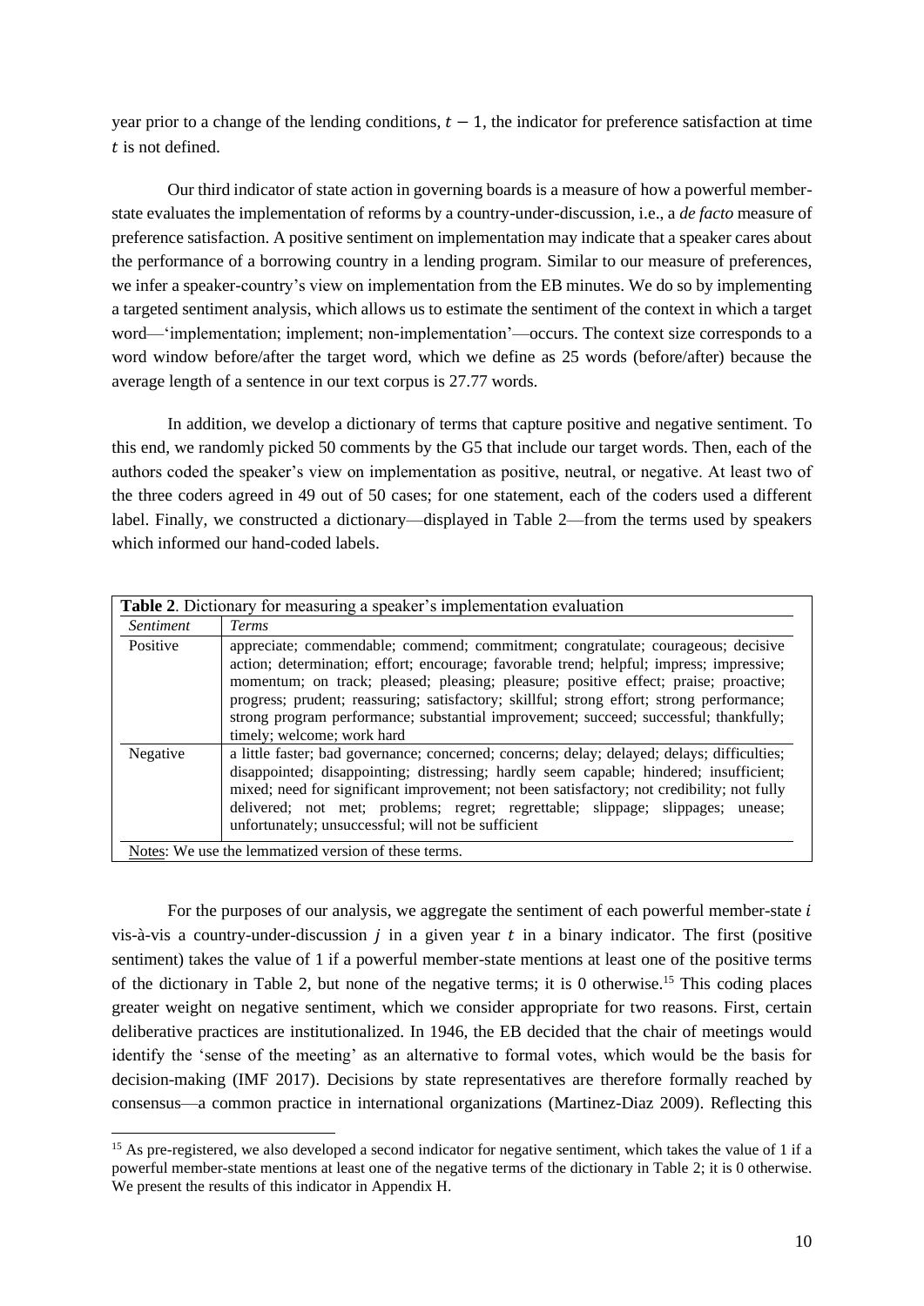year prior to a change of the lending conditions, $t - 1$, the indicator for preference satisfaction at time $t$ is not defined.

Our third indicator of state action in governing boards is a measure of how a powerful member-state evaluates the implementation of reforms by a country-under-discussion, i.e., a *de facto* measure of preference satisfaction. A positive sentiment on implementation may indicate that a speaker cares about the performance of a borrowing country in a lending program. Similar to our measure of preferences, we infer a speaker-country's view on implementation from the EB minutes. We do so by implementing a targeted sentiment analysis, which allows us to estimate the sentiment of the context in which a target word—'implementation; implement; non-implementation'—occurs. The context size corresponds to a word window before/after the target word, which we define as 25 words (before/after) because the average length of a sentence in our text corpus is 27.77 words.

In addition, we develop a dictionary of terms that capture positive and negative sentiment. To this end, we randomly picked 50 comments by the G5 that include our target words. Then, each of the authors coded the speaker's view on implementation as positive, neutral, or negative. At least two of the three coders agreed in 49 out of 50 cases; for one statement, each of the coders used a different label. Finally, we constructed a dictionary—displayed in Table 2—from the terms used by speakers which informed our hand-coded labels.

**Table 2**. Dictionary for measuring a speaker's implementation evaluation

| *Sentiment* | *Terms* |
|---|---|
| Positive | appreciate; commendable; commend; commitment; congratulate; courageous; decisive action; determination; effort; encourage; favorable trend; helpful; impress; impressive; momentum; on track; pleased; pleasing; pleasure; positive effect; praise; proactive; progress; prudent; reassuring; satisfactory; skillful; strong effort; strong performance; strong program performance; substantial improvement; succeed; successful; thankfully; timely; welcome; work hard |
| Negative | a little faster; bad governance; concerned; concerns; delay; delayed; delays; difficulties; disappointed; disappointing; distressing; hardly seem capable; hindered; insufficient; mixed; need for significant improvement; not been satisfactory; not credibility; not fully delivered; not met; problems; regret; regrettable; slippage; slippages; unease; unfortunately; unsuccessful; will not be sufficient |

Notes: We use the lemmatized version of these terms.

For the purposes of our analysis, we aggregate the sentiment of each powerful member-state $i$ vis-à-vis a country-under-discussion $j$ in a given year $t$ in a binary indicator. The first (positive sentiment) takes the value of 1 if a powerful member-state mentions at least one of the positive terms of the dictionary in Table 2, but none of the negative terms; it is 0 otherwise.[15] This coding places greater weight on negative sentiment, which we consider appropriate for two reasons. First, certain deliberative practices are institutionalized. In 1946, the EB decided that the chair of meetings would identify the 'sense of the meeting' as an alternative to formal votes, which would be the basis for decision-making (IMF 2017). Decisions by state representatives are therefore formally reached by consensus—a common practice in international organizations (Martinez-Diaz 2009). Reflecting this

[15] As pre-registered, we also developed a second indicator for negative sentiment, which takes the value of 1 if a powerful member-state mentions at least one of the negative terms of the dictionary in Table 2; it is 0 otherwise. We present the results of this indicator in Appendix H.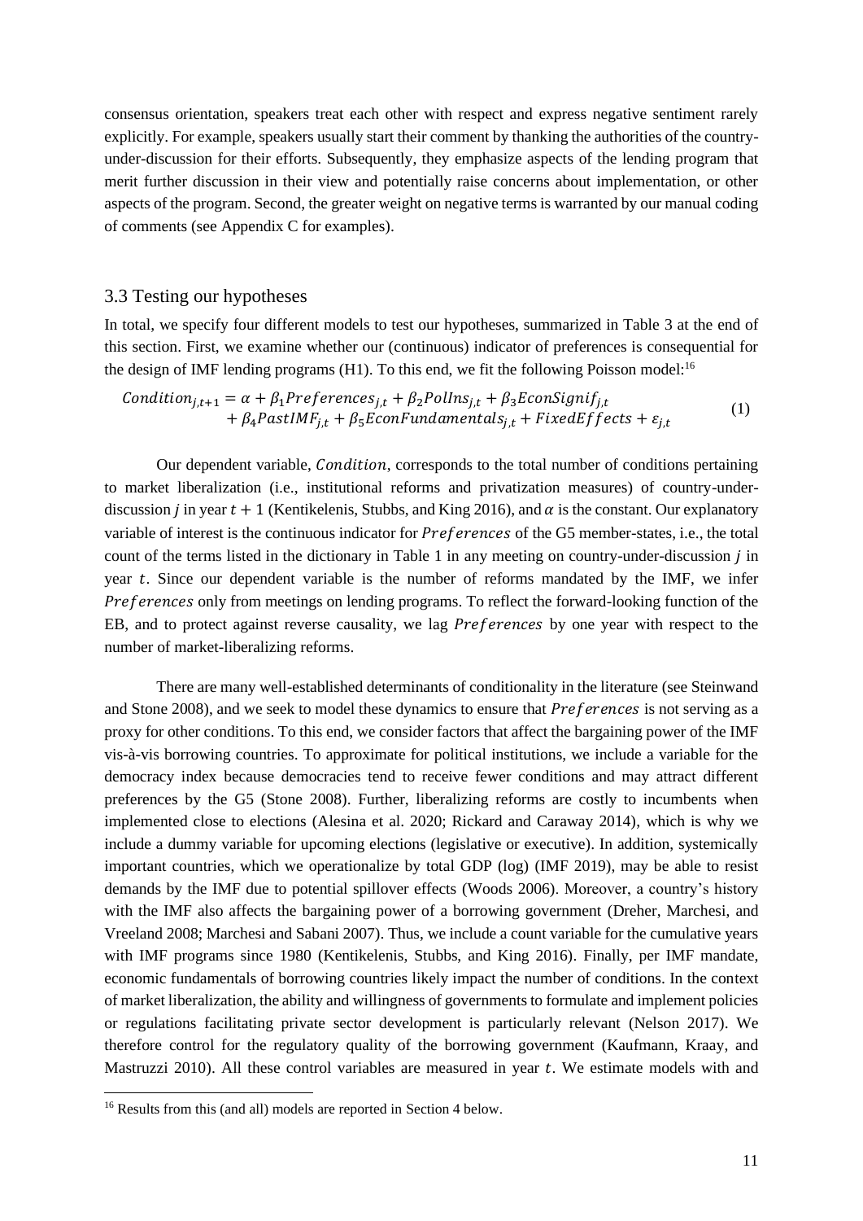consensus orientation, speakers treat each other with respect and express negative sentiment rarely explicitly. For example, speakers usually start their comment by thanking the authorities of the country-under-discussion for their efforts. Subsequently, they emphasize aspects of the lending program that merit further discussion in their view and potentially raise concerns about implementation, or other aspects of the program. Second, the greater weight on negative terms is warranted by our manual coding of comments (see Appendix C for examples).

### 3.3 Testing our hypotheses

In total, we specify four different models to test our hypotheses, summarized in Table 3 at the end of this section. First, we examine whether our (continuous) indicator of preferences is consequential for the design of IMF lending programs (H1). To this end, we fit the following Poisson model:[16]

$$
\begin{aligned}
Condition_{j,t+1} = \alpha &+ \beta_1 Preferences_{j,t} + \beta_2 PolIns_{j,t} + \beta_3 EconSignif_{j,t} \\
&+ \beta_4 PastIMF_{j,t} + \beta_5 EconFundamentals_{j,t} + FixedEffects + \varepsilon_{j,t}
\end{aligned} \tag{1}
$$

Our dependent variable, $Condition$, corresponds to the total number of conditions pertaining to market liberalization (i.e., institutional reforms and privatization measures) of country-under-discussion $j$ in year $t+1$ (Kentikelenis, Stubbs, and King 2016), and $\alpha$ is the constant. Our explanatory variable of interest is the continuous indicator for $Preferences$ of the G5 member-states, i.e., the total count of the terms listed in the dictionary in Table 1 in any meeting on country-under-discussion $j$ in year $t$. Since our dependent variable is the number of reforms mandated by the IMF, we infer $Preferences$ only from meetings on lending programs. To reflect the forward-looking function of the EB, and to protect against reverse causality, we lag $Preferences$ by one year with respect to the number of market-liberalizing reforms.

There are many well-established determinants of conditionality in the literature (see Steinwand and Stone 2008), and we seek to model these dynamics to ensure that $Preferences$ is not serving as a proxy for other conditions. To this end, we consider factors that affect the bargaining power of the IMF vis-à-vis borrowing countries. To approximate for political institutions, we include a variable for the democracy index because democracies tend to receive fewer conditions and may attract different preferences by the G5 (Stone 2008). Further, liberalizing reforms are costly to incumbents when implemented close to elections (Alesina et al. 2020; Rickard and Caraway 2014), which is why we include a dummy variable for upcoming elections (legislative or executive). In addition, systemically important countries, which we operationalize by total GDP (log) (IMF 2019), may be able to resist demands by the IMF due to potential spillover effects (Woods 2006). Moreover, a country's history with the IMF also affects the bargaining power of a borrowing government (Dreher, Marchesi, and Vreeland 2008; Marchesi and Sabani 2007). Thus, we include a count variable for the cumulative years with IMF programs since 1980 (Kentikelenis, Stubbs, and King 2016). Finally, per IMF mandate, economic fundamentals of borrowing countries likely impact the number of conditions. In the context of market liberalization, the ability and willingness of governments to formulate and implement policies or regulations facilitating private sector development is particularly relevant (Nelson 2017). We therefore control for the regulatory quality of the borrowing government (Kaufmann, Kraay, and Mastruzzi 2010). All these control variables are measured in year $t$. We estimate models with and

[16] Results from this (and all) models are reported in Section 4 below.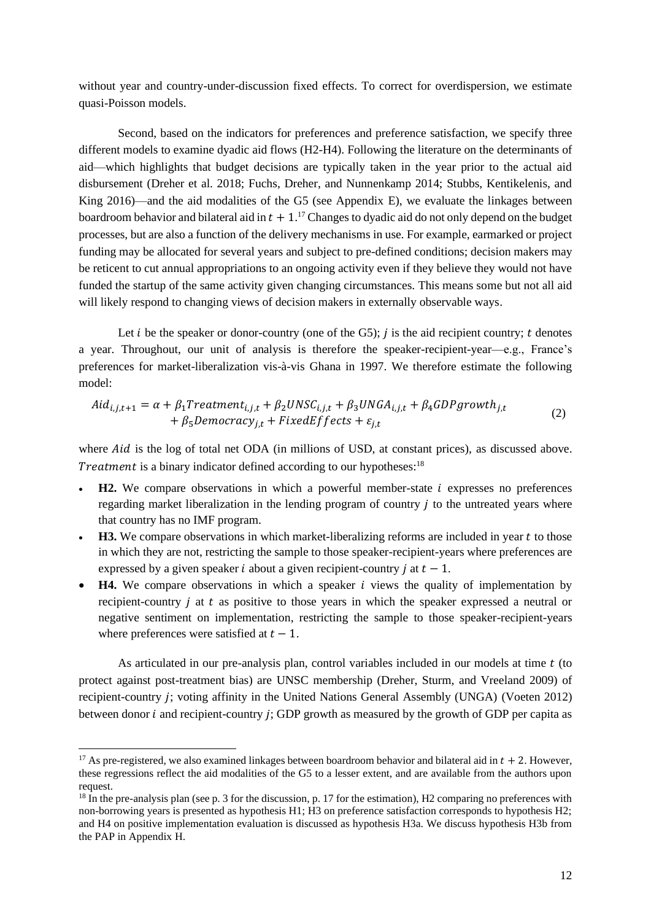without year and country-under-discussion fixed effects. To correct for overdispersion, we estimate quasi-Poisson models.

Second, based on the indicators for preferences and preference satisfaction, we specify three different models to examine dyadic aid flows (H2-H4). Following the literature on the determinants of aid—which highlights that budget decisions are typically taken in the year prior to the actual aid disbursement (Dreher et al. 2018; Fuchs, Dreher, and Nunnenkamp 2014; Stubbs, Kentikelenis, and King 2016)—and the aid modalities of the G5 (see Appendix E), we evaluate the linkages between boardroom behavior and bilateral aid in $t + 1$.[17] Changes to dyadic aid do not only depend on the budget processes, but are also a function of the delivery mechanisms in use. For example, earmarked or project funding may be allocated for several years and subject to pre-defined conditions; decision makers may be reticent to cut annual appropriations to an ongoing activity even if they believe they would not have funded the startup of the same activity given changing circumstances. This means some but not all aid will likely respond to changing views of decision makers in externally observable ways.

Let $i$ be the speaker or donor-country (one of the G5); $j$ is the aid recipient country; $t$ denotes a year. Throughout, our unit of analysis is therefore the speaker-recipient-year—e.g., France's preferences for market-liberalization vis-à-vis Ghana in 1997. We therefore estimate the following model:

$$Aid_{i,j,t+1} = \alpha + \beta_1 Treatment_{i,j,t} + \beta_2 UNSC_{i,j,t} + \beta_3 UNGA_{i,j,t} + \beta_4 GDPgrowth_{j,t} + \beta_5 Democracy_{j,t} + FixedEffects + \varepsilon_{j,t} \tag{2}$$

where $Aid$ is the log of total net ODA (in millions of USD, at constant prices), as discussed above. $Treatment$ is a binary indicator defined according to our hypotheses:[18]

- **H2.** We compare observations in which a powerful member-state $i$ expresses no preferences regarding market liberalization in the lending program of country $j$ to the untreated years where that country has no IMF program.
- **H3.** We compare observations in which market-liberalizing reforms are included in year $t$ to those in which they are not, restricting the sample to those speaker-recipient-years where preferences are expressed by a given speaker $i$ about a given recipient-country $j$ at $t - 1$.
- **H4.** We compare observations in which a speaker $i$ views the quality of implementation by recipient-country $j$ at $t$ as positive to those years in which the speaker expressed a neutral or negative sentiment on implementation, restricting the sample to those speaker-recipient-years where preferences were satisfied at $t - 1$.

As articulated in our pre-analysis plan, control variables included in our models at time $t$ (to protect against post-treatment bias) are UNSC membership (Dreher, Sturm, and Vreeland 2009) of recipient-country $j$; voting affinity in the United Nations General Assembly (UNGA) (Voeten 2012) between donor $i$ and recipient-country $j$; GDP growth as measured by the growth of GDP per capita as

[17] As pre-registered, we also examined linkages between boardroom behavior and bilateral aid in $t + 2$. However, these regressions reflect the aid modalities of the G5 to a lesser extent, and are available from the authors upon request.

[18] In the pre-analysis plan (see p. 3 for the discussion, p. 17 for the estimation), H2 comparing no preferences with non-borrowing years is presented as hypothesis H1; H3 on preference satisfaction corresponds to hypothesis H2; and H4 on positive implementation evaluation is discussed as hypothesis H3a. We discuss hypothesis H3b from the PAP in Appendix H.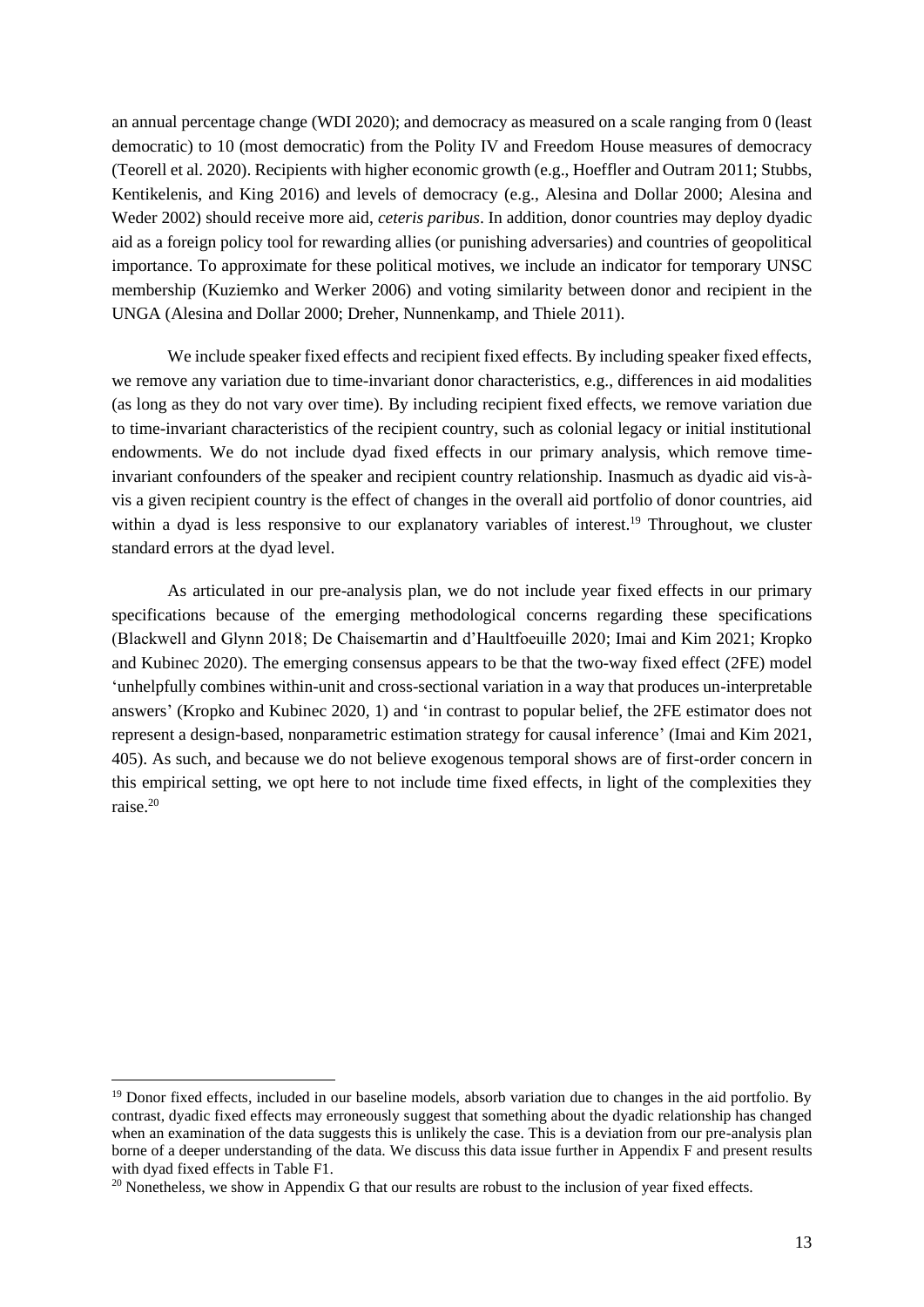an annual percentage change (WDI 2020); and democracy as measured on a scale ranging from 0 (least democratic) to 10 (most democratic) from the Polity IV and Freedom House measures of democracy (Teorell et al. 2020). Recipients with higher economic growth (e.g., Hoeffler and Outram 2011; Stubbs, Kentikelenis, and King 2016) and levels of democracy (e.g., Alesina and Dollar 2000; Alesina and Weder 2002) should receive more aid, *ceteris paribus*. In addition, donor countries may deploy dyadic aid as a foreign policy tool for rewarding allies (or punishing adversaries) and countries of geopolitical importance. To approximate for these political motives, we include an indicator for temporary UNSC membership (Kuziemko and Werker 2006) and voting similarity between donor and recipient in the UNGA (Alesina and Dollar 2000; Dreher, Nunnenkamp, and Thiele 2011).

We include speaker fixed effects and recipient fixed effects. By including speaker fixed effects, we remove any variation due to time-invariant donor characteristics, e.g., differences in aid modalities (as long as they do not vary over time). By including recipient fixed effects, we remove variation due to time-invariant characteristics of the recipient country, such as colonial legacy or initial institutional endowments. We do not include dyad fixed effects in our primary analysis, which remove time-invariant confounders of the speaker and recipient country relationship. Inasmuch as dyadic aid vis-à-vis a given recipient country is the effect of changes in the overall aid portfolio of donor countries, aid within a dyad is less responsive to our explanatory variables of interest.[19] Throughout, we cluster standard errors at the dyad level.

As articulated in our pre-analysis plan, we do not include year fixed effects in our primary specifications because of the emerging methodological concerns regarding these specifications (Blackwell and Glynn 2018; De Chaisemartin and d'Haultfoeuille 2020; Imai and Kim 2021; Kropko and Kubinec 2020). The emerging consensus appears to be that the two-way fixed effect (2FE) model 'unhelpfully combines within-unit and cross-sectional variation in a way that produces un-interpretable answers' (Kropko and Kubinec 2020, 1) and 'in contrast to popular belief, the 2FE estimator does not represent a design-based, nonparametric estimation strategy for causal inference' (Imai and Kim 2021, 405). As such, and because we do not believe exogenous temporal shows are of first-order concern in this empirical setting, we opt here to not include time fixed effects, in light of the complexities they raise.[20]

---

[19] Donor fixed effects, included in our baseline models, absorb variation due to changes in the aid portfolio. By contrast, dyadic fixed effects may erroneously suggest that something about the dyadic relationship has changed when an examination of the data suggests this is unlikely the case. This is a deviation from our pre-analysis plan borne of a deeper understanding of the data. We discuss this data issue further in Appendix F and present results with dyad fixed effects in Table F1.

[20] Nonetheless, we show in Appendix G that our results are robust to the inclusion of year fixed effects.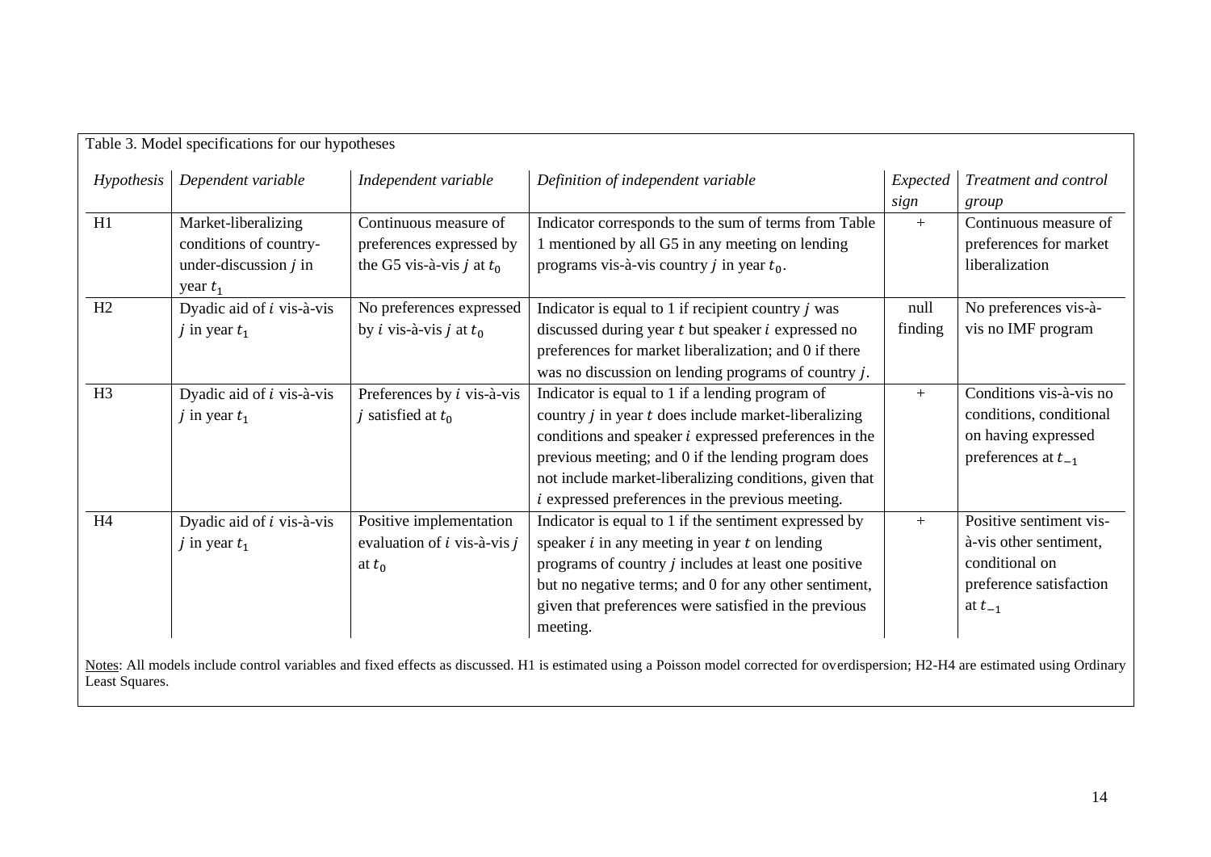Table 3. Model specifications for our hypotheses

| *Hypothesis* | *Dependent variable* | *Independent variable* | *Definition of independent variable* | *Expected sign* | *Treatment and control group* |
|---|---|---|---|---|---|
| H1 | Market-liberalizing conditions of country-under-discussion $j$ in year $t_1$ | Continuous measure of preferences expressed by the G5 vis-à-vis $j$ at $t_0$ | Indicator corresponds to the sum of terms from Table 1 mentioned by all G5 in any meeting on lending programs vis-à-vis country $j$ in year $t_0$. | + | Continuous measure of preferences for market liberalization |
| H2 | Dyadic aid of $i$ vis-à-vis $j$ in year $t_1$ | No preferences expressed by $i$ vis-à-vis $j$ at $t_0$ | Indicator is equal to 1 if recipient country $j$ was discussed during year $t$ but speaker $i$ expressed no preferences for market liberalization; and 0 if there was no discussion on lending programs of country $j$. | null finding | No preferences vis-à-vis no IMF program |
| H3 | Dyadic aid of $i$ vis-à-vis $j$ in year $t_1$ | Preferences by $i$ vis-à-vis $j$ satisfied at $t_0$ | Indicator is equal to 1 if a lending program of country $j$ in year $t$ does include market-liberalizing conditions and speaker $i$ expressed preferences in the previous meeting; and 0 if the lending program does not include market-liberalizing conditions, given that $i$ expressed preferences in the previous meeting. | + | Conditions vis-à-vis no conditions, conditional on having expressed preferences at $t_{-1}$ |
| H4 | Dyadic aid of $i$ vis-à-vis $j$ in year $t_1$ | Positive implementation evaluation of $i$ vis-à-vis $j$ at $t_0$ | Indicator is equal to 1 if the sentiment expressed by speaker $i$ in any meeting in year $t$ on lending programs of country $j$ includes at least one positive but no negative terms; and 0 for any other sentiment, given that preferences were satisfied in the previous meeting. | + | Positive sentiment vis-à-vis other sentiment, conditional on preference satisfaction at $t_{-1}$ |

Notes: All models include control variables and fixed effects as discussed. H1 is estimated using a Poisson model corrected for overdispersion; H2-H4 are estimated using Ordinary Least Squares.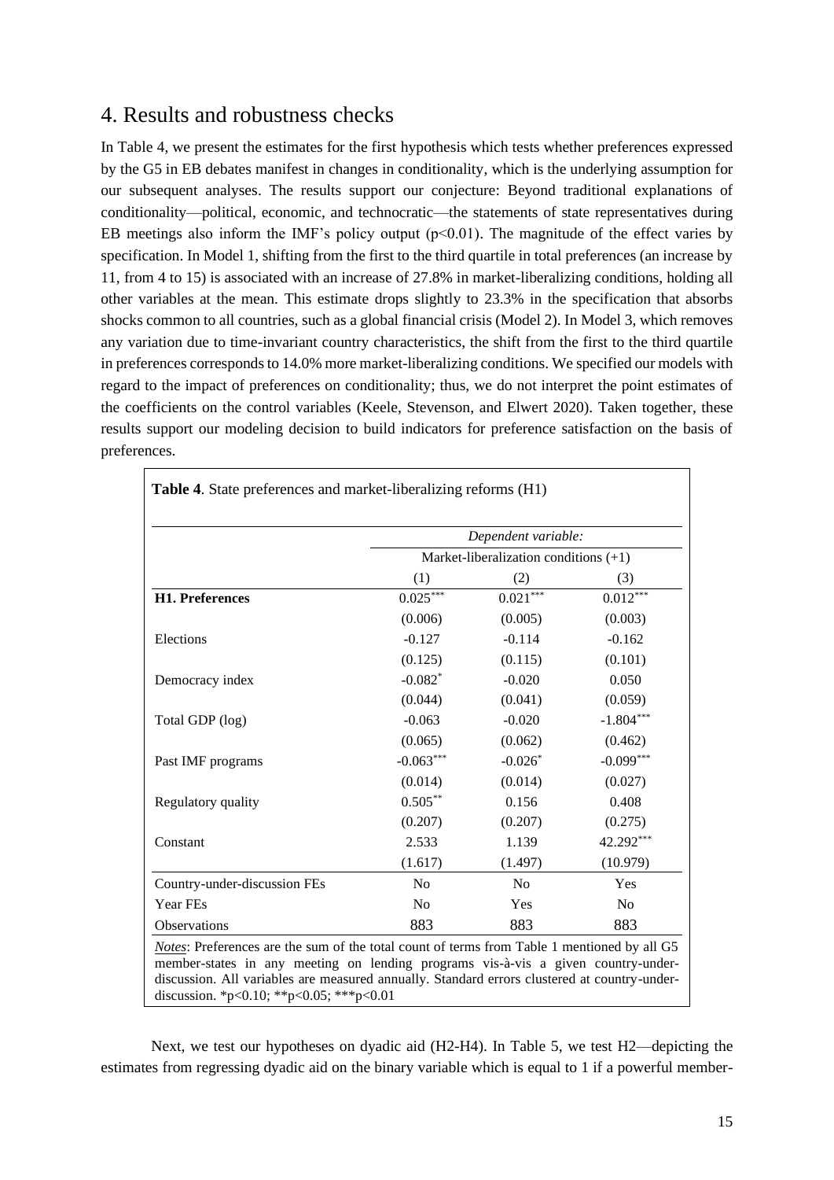## 4. Results and robustness checks

In Table 4, we present the estimates for the first hypothesis which tests whether preferences expressed by the G5 in EB debates manifest in changes in conditionality, which is the underlying assumption for our subsequent analyses. The results support our conjecture: Beyond traditional explanations of conditionality—political, economic, and technocratic—the statements of state representatives during EB meetings also inform the IMF's policy output ($p<0.01$). The magnitude of the effect varies by specification. In Model 1, shifting from the first to the third quartile in total preferences (an increase by 11, from 4 to 15) is associated with an increase of 27.8% in market-liberalizing conditions, holding all other variables at the mean. This estimate drops slightly to 23.3% in the specification that absorbs shocks common to all countries, such as a global financial crisis (Model 2). In Model 3, which removes any variation due to time-invariant country characteristics, the shift from the first to the third quartile in preferences corresponds to 14.0% more market-liberalizing conditions. We specified our models with regard to the impact of preferences on conditionality; thus, we do not interpret the point estimates of the coefficients on the control variables (Keele, Stevenson, and Elwert 2020). Taken together, these results support our modeling decision to build indicators for preference satisfaction on the basis of preferences.

**Table 4**. State preferences and market-liberalizing reforms (H1)

| | *Dependent variable:* | | |
|---|---|---|---|
| | Market-liberalization conditions (+1) | | |
| | (1) | (2) | (3) |
| **H1. Preferences** | 0.025*** | 0.021*** | 0.012*** |
| | (0.006) | (0.005) | (0.003) |
| Elections | -0.127 | -0.114 | -0.162 |
| | (0.125) | (0.115) | (0.101) |
| Democracy index | -0.082* | -0.020 | 0.050 |
| | (0.044) | (0.041) | (0.059) |
| Total GDP (log) | -0.063 | -0.020 | -1.804*** |
| | (0.065) | (0.062) | (0.462) |
| Past IMF programs | -0.063*** | -0.026* | -0.099*** |
| | (0.014) | (0.014) | (0.027) |
| Regulatory quality | 0.505** | 0.156 | 0.408 |
| | (0.207) | (0.207) | (0.275) |
| Constant | 2.533 | 1.139 | 42.292*** |
| | (1.617) | (1.497) | (10.979) |
| Country-under-discussion FEs | No | No | Yes |
| Year FEs | No | Yes | No |
| Observations | 883 | 883 | 883 |

*Notes*: Preferences are the sum of the total count of terms from Table 1 mentioned by all G5 member-states in any meeting on lending programs vis-à-vis a given country-under-discussion. All variables are measured annually. Standard errors clustered at country-under-discussion. *p<0.10; **p<0.05; ***p<0.01

Next, we test our hypotheses on dyadic aid (H2-H4). In Table 5, we test H2—depicting the estimates from regressing dyadic aid on the binary variable which is equal to 1 if a powerful member-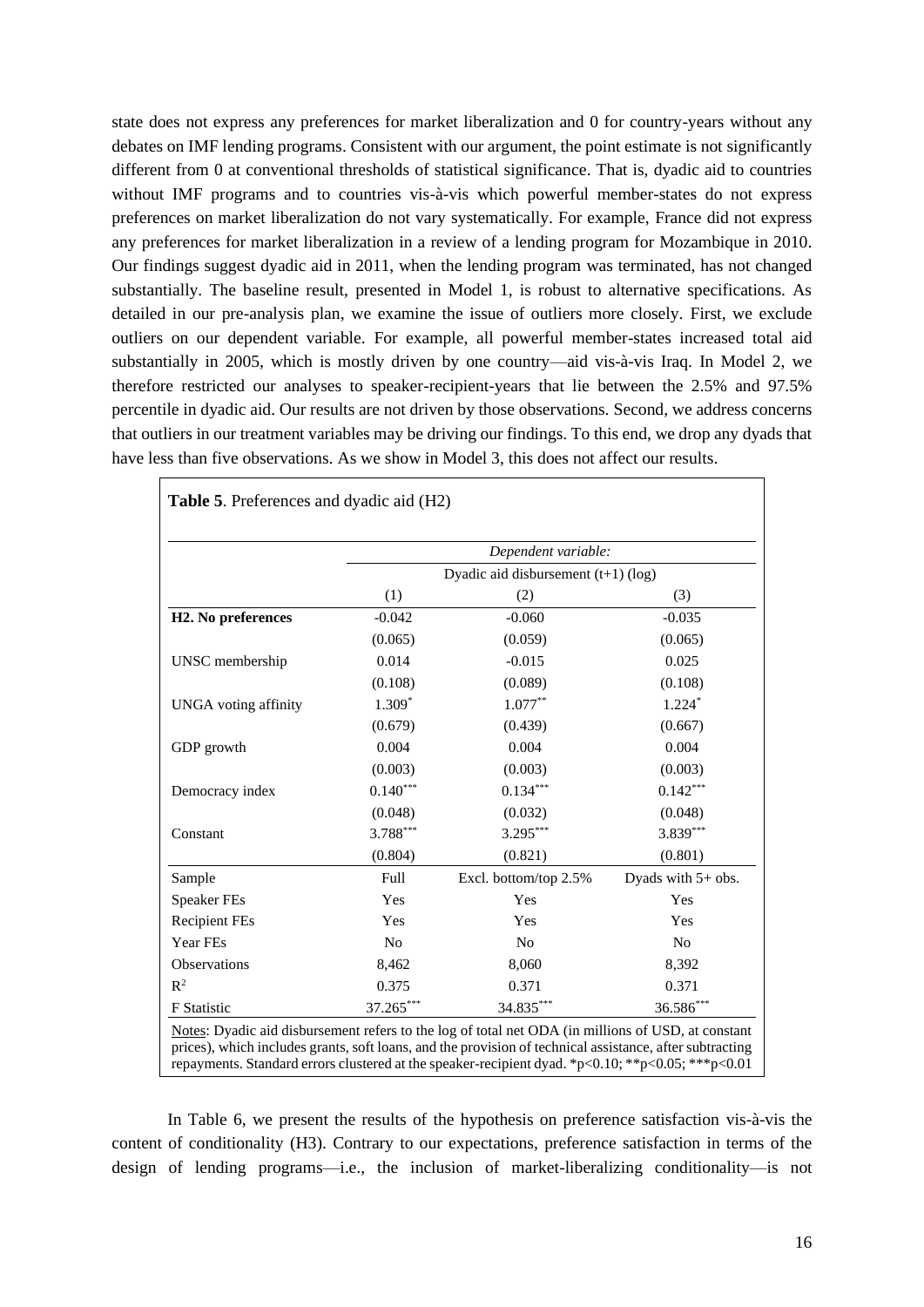state does not express any preferences for market liberalization and 0 for country-years without any debates on IMF lending programs. Consistent with our argument, the point estimate is not significantly different from 0 at conventional thresholds of statistical significance. That is, dyadic aid to countries without IMF programs and to countries vis-à-vis which powerful member-states do not express preferences on market liberalization do not vary systematically. For example, France did not express any preferences for market liberalization in a review of a lending program for Mozambique in 2010. Our findings suggest dyadic aid in 2011, when the lending program was terminated, has not changed substantially. The baseline result, presented in Model 1, is robust to alternative specifications. As detailed in our pre-analysis plan, we examine the issue of outliers more closely. First, we exclude outliers on our dependent variable. For example, all powerful member-states increased total aid substantially in 2005, which is mostly driven by one country—aid vis-à-vis Iraq. In Model 2, we therefore restricted our analyses to speaker-recipient-years that lie between the 2.5% and 97.5% percentile in dyadic aid. Our results are not driven by those observations. Second, we address concerns that outliers in our treatment variables may be driving our findings. To this end, we drop any dyads that have less than five observations. As we show in Model 3, this does not affect our results.

**Table 5**. Preferences and dyadic aid (H2)

| | *Dependent variable:* | | |
|---|---|---|---|
| | Dyadic aid disbursement (t+1) (log) | | |
| | (1) | (2) | (3) |
| **H2. No preferences** | -0.042 | -0.060 | -0.035 |
| | (0.065) | (0.059) | (0.065) |
| UNSC membership | 0.014 | -0.015 | 0.025 |
| | (0.108) | (0.089) | (0.108) |
| UNGA voting affinity | $1.309^{*}$ | $1.077^{**}$ | $1.224^{*}$ |
| | (0.679) | (0.439) | (0.667) |
| GDP growth | 0.004 | 0.004 | 0.004 |
| | (0.003) | (0.003) | (0.003) |
| Democracy index | $0.140^{***}$ | $0.134^{***}$ | $0.142^{***}$ |
| | (0.048) | (0.032) | (0.048) |
| Constant | $3.788^{***}$ | $3.295^{***}$ | $3.839^{***}$ |
| | (0.804) | (0.821) | (0.801) |
| Sample | Full | Excl. bottom/top 2.5% | Dyads with 5+ obs. |
| Speaker FEs | Yes | Yes | Yes |
| Recipient FEs | Yes | Yes | Yes |
| Year FEs | No | No | No |
| Observations | 8,462 | 8,060 | 8,392 |
| $R^2$ | 0.375 | 0.371 | 0.371 |
| F Statistic | $37.265^{***}$ | $34.835^{***}$ | $36.586^{***}$ |

Notes: Dyadic aid disbursement refers to the log of total net ODA (in millions of USD, at constant prices), which includes grants, soft loans, and the provision of technical assistance, after subtracting repayments. Standard errors clustered at the speaker-recipient dyad. *p<0.10; **p<0.05; ***p<0.01

In Table 6, we present the results of the hypothesis on preference satisfaction vis-à-vis the content of conditionality (H3). Contrary to our expectations, preference satisfaction in terms of the design of lending programs—i.e., the inclusion of market-liberalizing conditionality—is not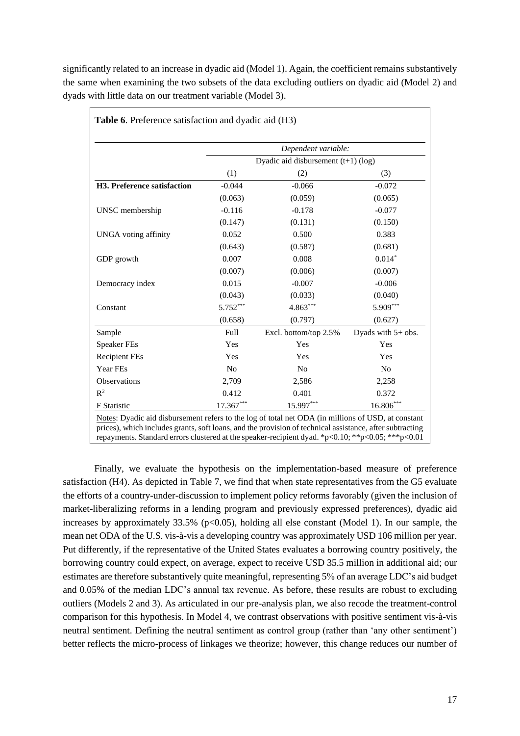significantly related to an increase in dyadic aid (Model 1). Again, the coefficient remains substantively the same when examining the two subsets of the data excluding outliers on dyadic aid (Model 2) and dyads with little data on our treatment variable (Model 3).

**Table 6**. Preference satisfaction and dyadic aid (H3)

| | *Dependent variable:* | | |
|---|---|---|---|
| | Dyadic aid disbursement (t+1) (log) | | |
| | (1) | (2) | (3) |
| **H3. Preference satisfaction** | -0.044 | -0.066 | -0.072 |
| | (0.063) | (0.059) | (0.065) |
| UNSC membership | -0.116 | -0.178 | -0.077 |
| | (0.147) | (0.131) | (0.150) |
| UNGA voting affinity | 0.052 | 0.500 | 0.383 |
| | (0.643) | (0.587) | (0.681) |
| GDP growth | 0.007 | 0.008 | 0.014* |
| | (0.007) | (0.006) | (0.007) |
| Democracy index | 0.015 | -0.007 | -0.006 |
| | (0.043) | (0.033) | (0.040) |
| Constant | 5.752*** | 4.863*** | 5.909*** |
| | (0.658) | (0.797) | (0.627) |
| Sample | Full | Excl. bottom/top 2.5% | Dyads with 5+ obs. |
| Speaker FEs | Yes | Yes | Yes |
| Recipient FEs | Yes | Yes | Yes |
| Year FEs | No | No | No |
| Observations | 2,709 | 2,586 | 2,258 |
| $R^2$ | 0.412 | 0.401 | 0.372 |
| F Statistic | 17.367*** | 15.997*** | 16.806*** |

Notes: Dyadic aid disbursement refers to the log of total net ODA (in millions of USD, at constant prices), which includes grants, soft loans, and the provision of technical assistance, after subtracting repayments. Standard errors clustered at the speaker-recipient dyad. *p<0.10; **p<0.05; ***p<0.01

Finally, we evaluate the hypothesis on the implementation-based measure of preference satisfaction (H4). As depicted in Table 7, we find that when state representatives from the G5 evaluate the efforts of a country-under-discussion to implement policy reforms favorably (given the inclusion of market-liberalizing reforms in a lending program and previously expressed preferences), dyadic aid increases by approximately 33.5% ($p<0.05$), holding all else constant (Model 1). In our sample, the mean net ODA of the U.S. vis-à-vis a developing country was approximately USD 106 million per year. Put differently, if the representative of the United States evaluates a borrowing country positively, the borrowing country could expect, on average, expect to receive USD 35.5 million in additional aid; our estimates are therefore substantively quite meaningful, representing 5% of an average LDC's aid budget and 0.05% of the median LDC's annual tax revenue. As before, these results are robust to excluding outliers (Models 2 and 3). As articulated in our pre-analysis plan, we also recode the treatment-control comparison for this hypothesis. In Model 4, we contrast observations with positive sentiment vis-à-vis neutral sentiment. Defining the neutral sentiment as control group (rather than 'any other sentiment') better reflects the micro-process of linkages we theorize; however, this change reduces our number of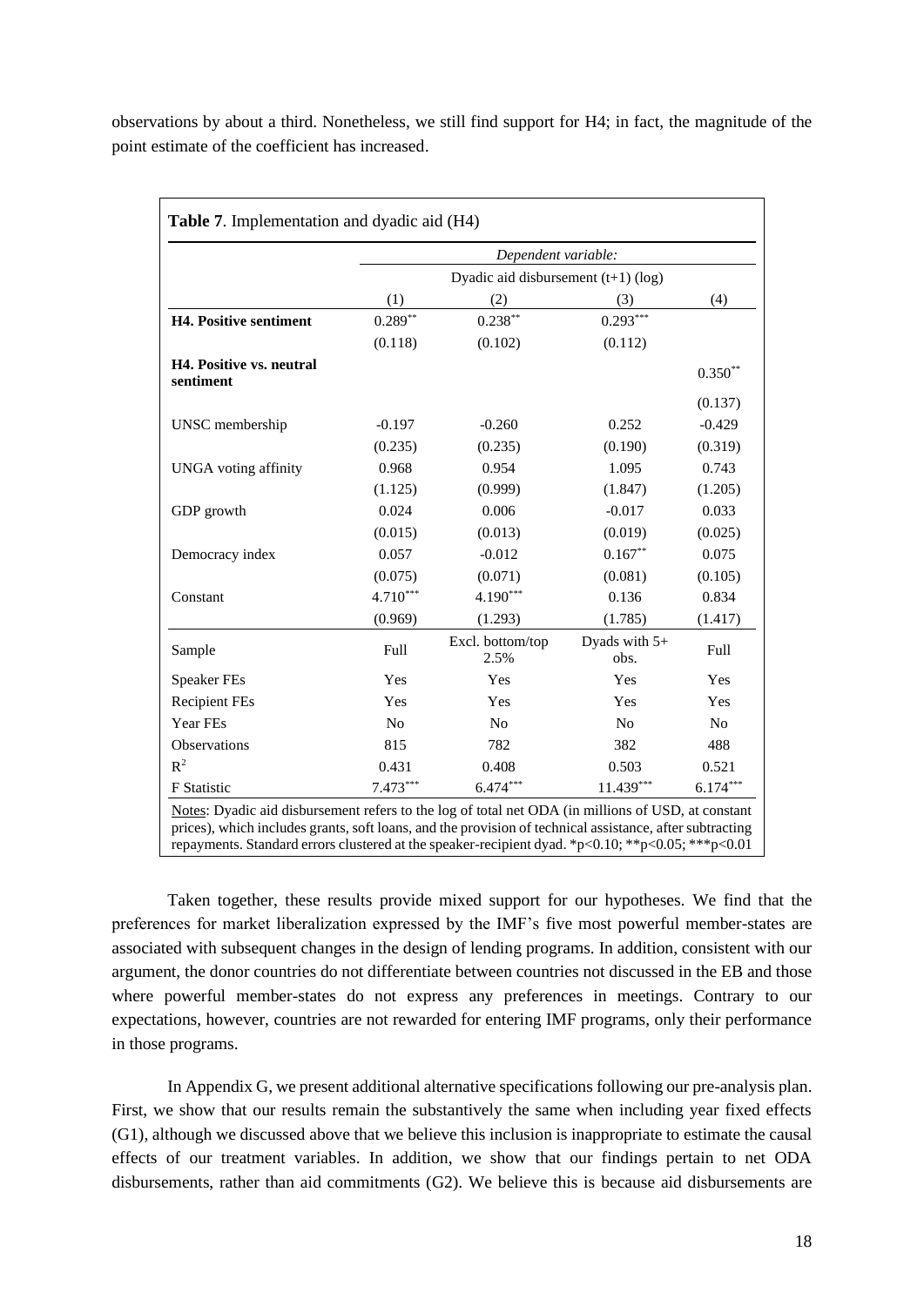observations by about a third. Nonetheless, we still find support for H4; in fact, the magnitude of the point estimate of the coefficient has increased.

**Table 7**. Implementation and dyadic aid (H4)

| | *Dependent variable:* | | | |
|---|---|---|---|---|
| | Dyadic aid disbursement (t+1) (log) | | | |
| | (1) | (2) | (3) | (4) |
| **H4. Positive sentiment** | 0.289** | 0.238** | 0.293*** | |
| | (0.118) | (0.102) | (0.112) | |
| **H4. Positive vs. neutral sentiment** | | | | 0.350** |
| | | | | (0.137) |
| UNSC membership | -0.197 | -0.260 | 0.252 | -0.429 |
| | (0.235) | (0.235) | (0.190) | (0.319) |
| UNGA voting affinity | 0.968 | 0.954 | 1.095 | 0.743 |
| | (1.125) | (0.999) | (1.847) | (1.205) |
| GDP growth | 0.024 | 0.006 | -0.017 | 0.033 |
| | (0.015) | (0.013) | (0.019) | (0.025) |
| Democracy index | 0.057 | -0.012 | 0.167** | 0.075 |
| | (0.075) | (0.071) | (0.081) | (0.105) |
| Constant | 4.710*** | 4.190*** | 0.136 | 0.834 |
| | (0.969) | (1.293) | (1.785) | (1.417) |
| Sample | Full | Excl. bottom/top 2.5% | Dyads with 5+ obs. | Full |
| Speaker FEs | Yes | Yes | Yes | Yes |
| Recipient FEs | Yes | Yes | Yes | Yes |
| Year FEs | No | No | No | No |
| Observations | 815 | 782 | 382 | 488 |
| $R^2$ | 0.431 | 0.408 | 0.503 | 0.521 |
| F Statistic | 7.473*** | 6.474*** | 11.439*** | 6.174*** |

Notes: Dyadic aid disbursement refers to the log of total net ODA (in millions of USD, at constant prices), which includes grants, soft loans, and the provision of technical assistance, after subtracting repayments. Standard errors clustered at the speaker-recipient dyad. *p<0.10; **p<0.05; ***p<0.01

Taken together, these results provide mixed support for our hypotheses. We find that the preferences for market liberalization expressed by the IMF's five most powerful member-states are associated with subsequent changes in the design of lending programs. In addition, consistent with our argument, the donor countries do not differentiate between countries not discussed in the EB and those where powerful member-states do not express any preferences in meetings. Contrary to our expectations, however, countries are not rewarded for entering IMF programs, only their performance in those programs.

In Appendix G, we present additional alternative specifications following our pre-analysis plan. First, we show that our results remain the substantively the same when including year fixed effects (G1), although we discussed above that we believe this inclusion is inappropriate to estimate the causal effects of our treatment variables. In addition, we show that our findings pertain to net ODA disbursements, rather than aid commitments (G2). We believe this is because aid disbursements are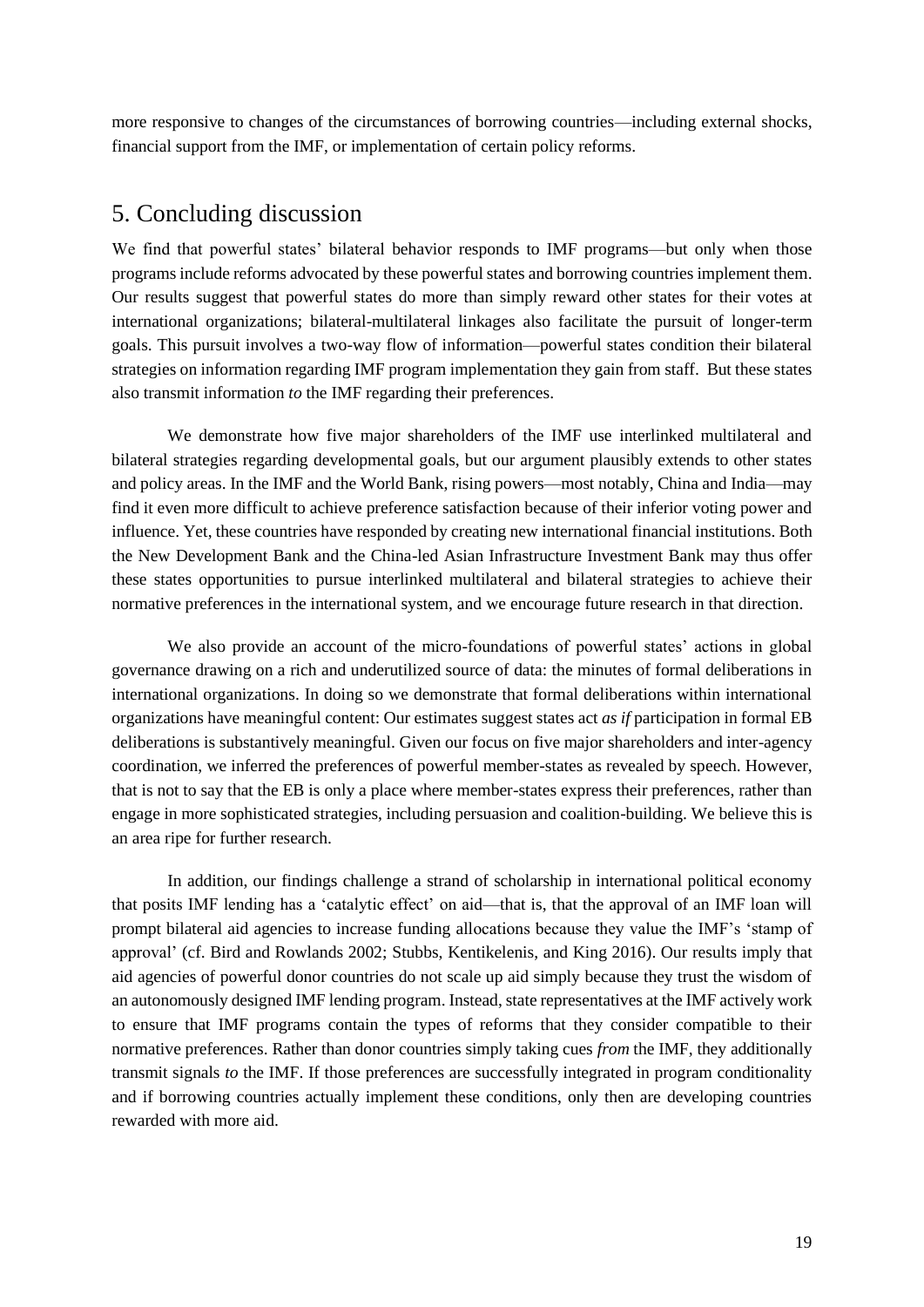more responsive to changes of the circumstances of borrowing countries—including external shocks, financial support from the IMF, or implementation of certain policy reforms.

## 5. Concluding discussion

We find that powerful states' bilateral behavior responds to IMF programs—but only when those programs include reforms advocated by these powerful states and borrowing countries implement them. Our results suggest that powerful states do more than simply reward other states for their votes at international organizations; bilateral-multilateral linkages also facilitate the pursuit of longer-term goals. This pursuit involves a two-way flow of information—powerful states condition their bilateral strategies on information regarding IMF program implementation they gain from staff. But these states also transmit information *to* the IMF regarding their preferences.

We demonstrate how five major shareholders of the IMF use interlinked multilateral and bilateral strategies regarding developmental goals, but our argument plausibly extends to other states and policy areas. In the IMF and the World Bank, rising powers—most notably, China and India—may find it even more difficult to achieve preference satisfaction because of their inferior voting power and influence. Yet, these countries have responded by creating new international financial institutions. Both the New Development Bank and the China-led Asian Infrastructure Investment Bank may thus offer these states opportunities to pursue interlinked multilateral and bilateral strategies to achieve their normative preferences in the international system, and we encourage future research in that direction.

We also provide an account of the micro-foundations of powerful states' actions in global governance drawing on a rich and underutilized source of data: the minutes of formal deliberations in international organizations. In doing so we demonstrate that formal deliberations within international organizations have meaningful content: Our estimates suggest states act *as if* participation in formal EB deliberations is substantively meaningful. Given our focus on five major shareholders and inter-agency coordination, we inferred the preferences of powerful member-states as revealed by speech. However, that is not to say that the EB is only a place where member-states express their preferences, rather than engage in more sophisticated strategies, including persuasion and coalition-building. We believe this is an area ripe for further research.

In addition, our findings challenge a strand of scholarship in international political economy that posits IMF lending has a 'catalytic effect' on aid—that is, that the approval of an IMF loan will prompt bilateral aid agencies to increase funding allocations because they value the IMF's 'stamp of approval' (cf. Bird and Rowlands 2002; Stubbs, Kentikelenis, and King 2016). Our results imply that aid agencies of powerful donor countries do not scale up aid simply because they trust the wisdom of an autonomously designed IMF lending program. Instead, state representatives at the IMF actively work to ensure that IMF programs contain the types of reforms that they consider compatible to their normative preferences. Rather than donor countries simply taking cues *from* the IMF, they additionally transmit signals *to* the IMF. If those preferences are successfully integrated in program conditionality and if borrowing countries actually implement these conditions, only then are developing countries rewarded with more aid.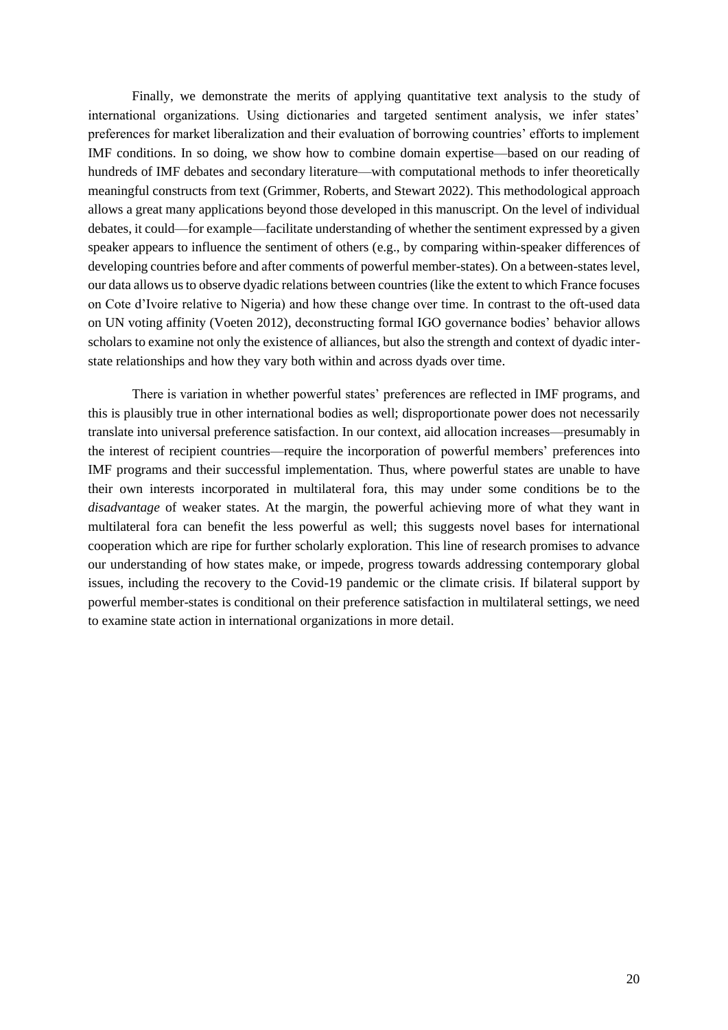Finally, we demonstrate the merits of applying quantitative text analysis to the study of international organizations. Using dictionaries and targeted sentiment analysis, we infer states' preferences for market liberalization and their evaluation of borrowing countries' efforts to implement IMF conditions. In so doing, we show how to combine domain expertise—based on our reading of hundreds of IMF debates and secondary literature—with computational methods to infer theoretically meaningful constructs from text (Grimmer, Roberts, and Stewart 2022). This methodological approach allows a great many applications beyond those developed in this manuscript. On the level of individual debates, it could—for example—facilitate understanding of whether the sentiment expressed by a given speaker appears to influence the sentiment of others (e.g., by comparing within-speaker differences of developing countries before and after comments of powerful member-states). On a between-states level, our data allows us to observe dyadic relations between countries (like the extent to which France focuses on Cote d'Ivoire relative to Nigeria) and how these change over time. In contrast to the oft-used data on UN voting affinity (Voeten 2012), deconstructing formal IGO governance bodies' behavior allows scholars to examine not only the existence of alliances, but also the strength and context of dyadic inter-state relationships and how they vary both within and across dyads over time.

There is variation in whether powerful states' preferences are reflected in IMF programs, and this is plausibly true in other international bodies as well; disproportionate power does not necessarily translate into universal preference satisfaction. In our context, aid allocation increases—presumably in the interest of recipient countries—require the incorporation of powerful members' preferences into IMF programs and their successful implementation. Thus, where powerful states are unable to have their own interests incorporated in multilateral fora, this may under some conditions be to the *disadvantage* of weaker states. At the margin, the powerful achieving more of what they want in multilateral fora can benefit the less powerful as well; this suggests novel bases for international cooperation which are ripe for further scholarly exploration. This line of research promises to advance our understanding of how states make, or impede, progress towards addressing contemporary global issues, including the recovery to the Covid-19 pandemic or the climate crisis. If bilateral support by powerful member-states is conditional on their preference satisfaction in multilateral settings, we need to examine state action in international organizations in more detail.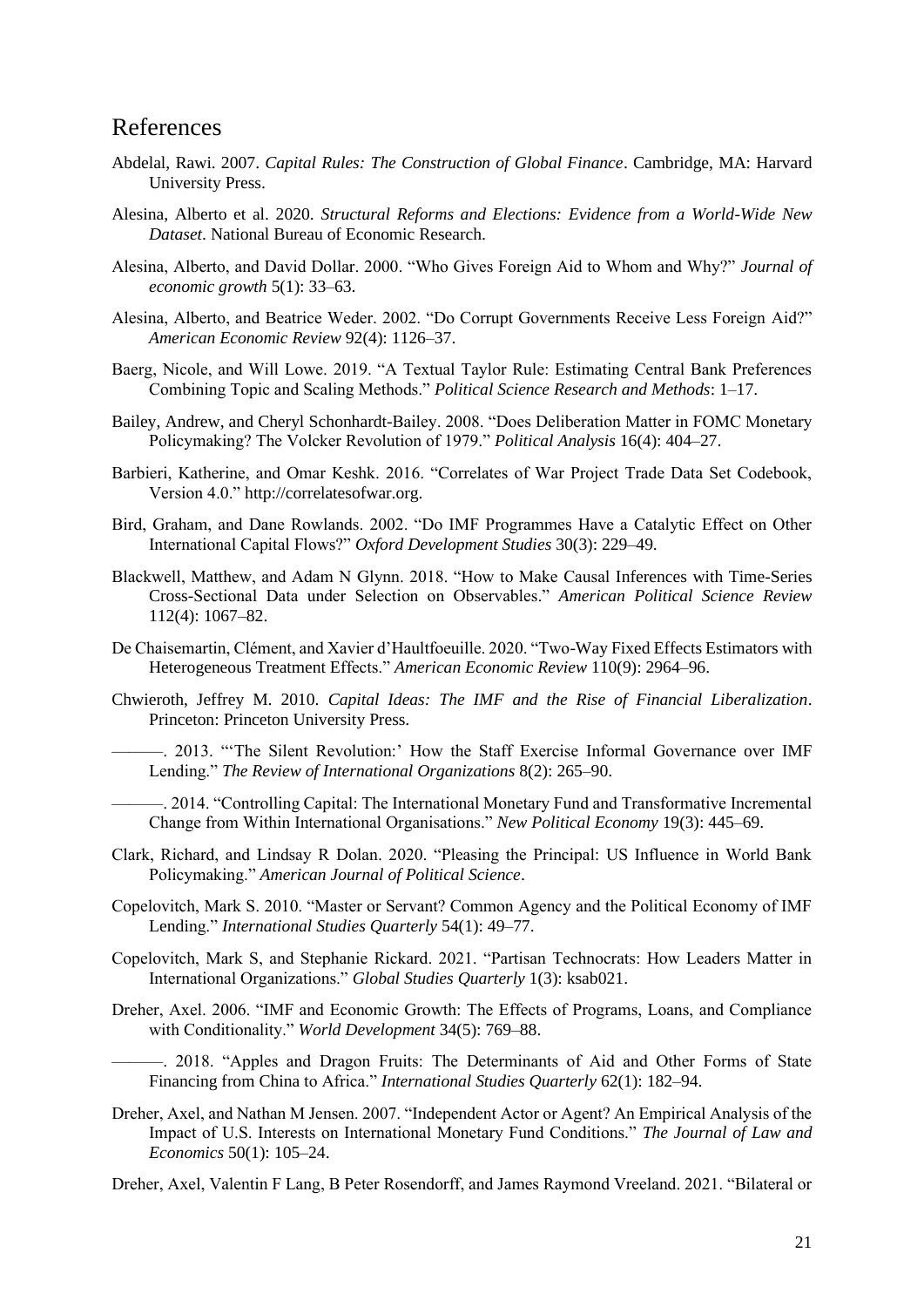# References

Abdelal, Rawi. 2007. *Capital Rules: The Construction of Global Finance*. Cambridge, MA: Harvard University Press.

Alesina, Alberto et al. 2020. *Structural Reforms and Elections: Evidence from a World-Wide New Dataset*. National Bureau of Economic Research.

Alesina, Alberto, and David Dollar. 2000. "Who Gives Foreign Aid to Whom and Why?" *Journal of economic growth* 5(1): 33–63.

Alesina, Alberto, and Beatrice Weder. 2002. "Do Corrupt Governments Receive Less Foreign Aid?" *American Economic Review* 92(4): 1126–37.

Baerg, Nicole, and Will Lowe. 2019. "A Textual Taylor Rule: Estimating Central Bank Preferences Combining Topic and Scaling Methods." *Political Science Research and Methods*: 1–17.

Bailey, Andrew, and Cheryl Schonhardt-Bailey. 2008. "Does Deliberation Matter in FOMC Monetary Policymaking? The Volcker Revolution of 1979." *Political Analysis* 16(4): 404–27.

Barbieri, Katherine, and Omar Keshk. 2016. "Correlates of War Project Trade Data Set Codebook, Version 4.0." http://correlatesofwar.org.

Bird, Graham, and Dane Rowlands. 2002. "Do IMF Programmes Have a Catalytic Effect on Other International Capital Flows?" *Oxford Development Studies* 30(3): 229–49.

Blackwell, Matthew, and Adam N Glynn. 2018. "How to Make Causal Inferences with Time-Series Cross-Sectional Data under Selection on Observables." *American Political Science Review* 112(4): 1067–82.

De Chaisemartin, Clément, and Xavier d'Haultfoeuille. 2020. "Two-Way Fixed Effects Estimators with Heterogeneous Treatment Effects." *American Economic Review* 110(9): 2964–96.

Chwieroth, Jeffrey M. 2010. *Capital Ideas: The IMF and the Rise of Financial Liberalization*. Princeton: Princeton University Press.

———. 2013. "'The Silent Revolution:' How the Staff Exercise Informal Governance over IMF Lending." *The Review of International Organizations* 8(2): 265–90.

———. 2014. "Controlling Capital: The International Monetary Fund and Transformative Incremental Change from Within International Organisations." *New Political Economy* 19(3): 445–69.

Clark, Richard, and Lindsay R Dolan. 2020. "Pleasing the Principal: US Influence in World Bank Policymaking." *American Journal of Political Science*.

Copelovitch, Mark S. 2010. "Master or Servant? Common Agency and the Political Economy of IMF Lending." *International Studies Quarterly* 54(1): 49–77.

Copelovitch, Mark S, and Stephanie Rickard. 2021. "Partisan Technocrats: How Leaders Matter in International Organizations." *Global Studies Quarterly* 1(3): ksab021.

Dreher, Axel. 2006. "IMF and Economic Growth: The Effects of Programs, Loans, and Compliance with Conditionality." *World Development* 34(5): 769–88.

———. 2018. "Apples and Dragon Fruits: The Determinants of Aid and Other Forms of State Financing from China to Africa." *International Studies Quarterly* 62(1): 182–94.

Dreher, Axel, and Nathan M Jensen. 2007. "Independent Actor or Agent? An Empirical Analysis of the Impact of U.S. Interests on International Monetary Fund Conditions." *The Journal of Law and Economics* 50(1): 105–24.

Dreher, Axel, Valentin F Lang, B Peter Rosendorff, and James Raymond Vreeland. 2021. "Bilateral or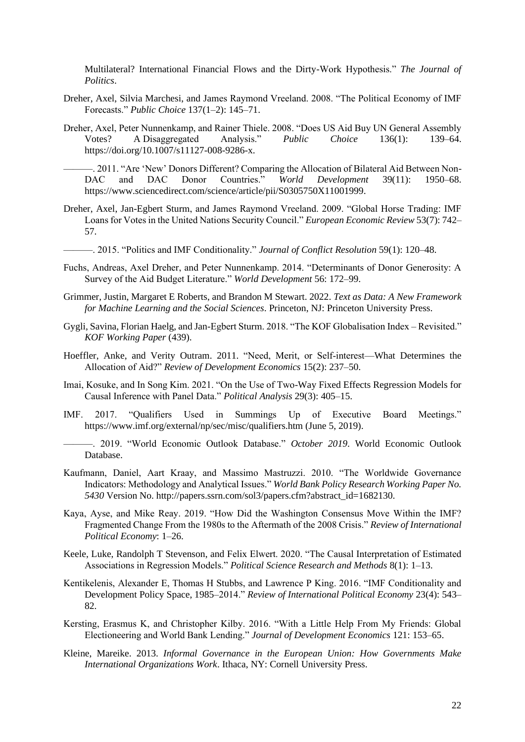Multilateral? International Financial Flows and the Dirty-Work Hypothesis." *The Journal of Politics*.

Dreher, Axel, Silvia Marchesi, and James Raymond Vreeland. 2008. "The Political Economy of IMF Forecasts." *Public Choice* 137(1–2): 145–71.

Dreher, Axel, Peter Nunnenkamp, and Rainer Thiele. 2008. "Does US Aid Buy UN General Assembly Votes? A Disaggregated Analysis." *Public Choice* 136(1): 139–64. https://doi.org/10.1007/s11127-008-9286-x.

———. 2011. "Are 'New' Donors Different? Comparing the Allocation of Bilateral Aid Between Non-DAC and DAC Donor Countries." *World Development* 39(11): 1950–68. https://www.sciencedirect.com/science/article/pii/S0305750X11001999.

Dreher, Axel, Jan-Egbert Sturm, and James Raymond Vreeland. 2009. "Global Horse Trading: IMF Loans for Votes in the United Nations Security Council." *European Economic Review* 53(7): 742–57.

———. 2015. "Politics and IMF Conditionality." *Journal of Conflict Resolution* 59(1): 120–48.

Fuchs, Andreas, Axel Dreher, and Peter Nunnenkamp. 2014. "Determinants of Donor Generosity: A Survey of the Aid Budget Literature." *World Development* 56: 172–99.

Grimmer, Justin, Margaret E Roberts, and Brandon M Stewart. 2022. *Text as Data: A New Framework for Machine Learning and the Social Sciences*. Princeton, NJ: Princeton University Press.

Gygli, Savina, Florian Haelg, and Jan-Egbert Sturm. 2018. "The KOF Globalisation Index – Revisited." *KOF Working Paper* (439).

Hoeffler, Anke, and Verity Outram. 2011. "Need, Merit, or Self-interest—What Determines the Allocation of Aid?" *Review of Development Economics* 15(2): 237–50.

Imai, Kosuke, and In Song Kim. 2021. "On the Use of Two-Way Fixed Effects Regression Models for Causal Inference with Panel Data." *Political Analysis* 29(3): 405–15.

IMF. 2017. "Qualifiers Used in Summings Up of Executive Board Meetings." https://www.imf.org/external/np/sec/misc/qualifiers.htm (June 5, 2019).

———. 2019. "World Economic Outlook Database." *October 2019*. World Economic Outlook Database.

Kaufmann, Daniel, Aart Kraay, and Massimo Mastruzzi. 2010. "The Worldwide Governance Indicators: Methodology and Analytical Issues." *World Bank Policy Research Working Paper No. 5430* Version No. http://papers.ssrn.com/sol3/papers.cfm?abstract_id=1682130.

Kaya, Ayse, and Mike Reay. 2019. "How Did the Washington Consensus Move Within the IMF? Fragmented Change From the 1980s to the Aftermath of the 2008 Crisis." *Review of International Political Economy*: 1–26.

Keele, Luke, Randolph T Stevenson, and Felix Elwert. 2020. "The Causal Interpretation of Estimated Associations in Regression Models." *Political Science Research and Methods* 8(1): 1–13.

Kentikelenis, Alexander E, Thomas H Stubbs, and Lawrence P King. 2016. "IMF Conditionality and Development Policy Space, 1985–2014." *Review of International Political Economy* 23(4): 543–82.

Kersting, Erasmus K, and Christopher Kilby. 2016. "With a Little Help From My Friends: Global Electioneering and World Bank Lending." *Journal of Development Economics* 121: 153–65.

Kleine, Mareike. 2013. *Informal Governance in the European Union: How Governments Make International Organizations Work*. Ithaca, NY: Cornell University Press.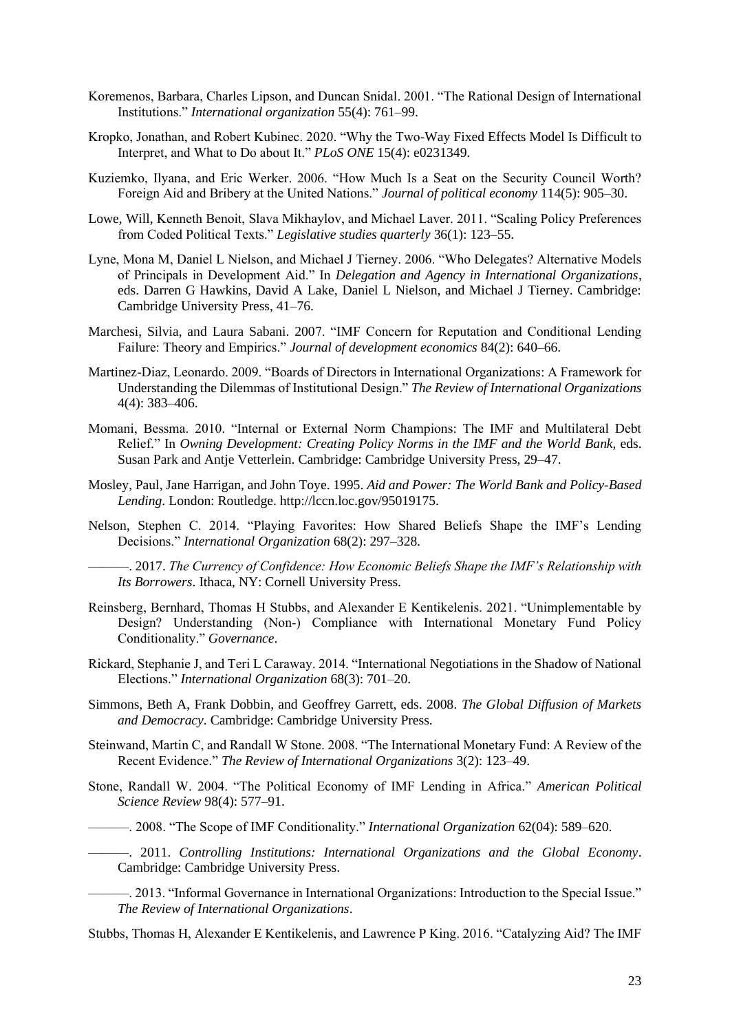Koremenos, Barbara, Charles Lipson, and Duncan Snidal. 2001. "The Rational Design of International Institutions." *International organization* 55(4): 761–99.

Kropko, Jonathan, and Robert Kubinec. 2020. "Why the Two-Way Fixed Effects Model Is Difficult to Interpret, and What to Do about It." *PLoS ONE* 15(4): e0231349.

Kuziemko, Ilyana, and Eric Werker. 2006. "How Much Is a Seat on the Security Council Worth? Foreign Aid and Bribery at the United Nations." *Journal of political economy* 114(5): 905–30.

Lowe, Will, Kenneth Benoit, Slava Mikhaylov, and Michael Laver. 2011. "Scaling Policy Preferences from Coded Political Texts." *Legislative studies quarterly* 36(1): 123–55.

Lyne, Mona M, Daniel L Nielson, and Michael J Tierney. 2006. "Who Delegates? Alternative Models of Principals in Development Aid." In *Delegation and Agency in International Organizations*, eds. Darren G Hawkins, David A Lake, Daniel L Nielson, and Michael J Tierney. Cambridge: Cambridge University Press, 41–76.

Marchesi, Silvia, and Laura Sabani. 2007. "IMF Concern for Reputation and Conditional Lending Failure: Theory and Empirics." *Journal of development economics* 84(2): 640–66.

Martinez-Diaz, Leonardo. 2009. "Boards of Directors in International Organizations: A Framework for Understanding the Dilemmas of Institutional Design." *The Review of International Organizations* 4(4): 383–406.

Momani, Bessma. 2010. "Internal or External Norm Champions: The IMF and Multilateral Debt Relief." In *Owning Development: Creating Policy Norms in the IMF and the World Bank*, eds. Susan Park and Antje Vetterlein. Cambridge: Cambridge University Press, 29–47.

Mosley, Paul, Jane Harrigan, and John Toye. 1995. *Aid and Power: The World Bank and Policy-Based Lending*. London: Routledge. http://lccn.loc.gov/95019175.

Nelson, Stephen C. 2014. "Playing Favorites: How Shared Beliefs Shape the IMF's Lending Decisions." *International Organization* 68(2): 297–328.

———. 2017. *The Currency of Confidence: How Economic Beliefs Shape the IMF's Relationship with Its Borrowers*. Ithaca, NY: Cornell University Press.

Reinsberg, Bernhard, Thomas H Stubbs, and Alexander E Kentikelenis. 2021. "Unimplementable by Design? Understanding (Non-) Compliance with International Monetary Fund Policy Conditionality." *Governance*.

Rickard, Stephanie J, and Teri L Caraway. 2014. "International Negotiations in the Shadow of National Elections." *International Organization* 68(3): 701–20.

Simmons, Beth A, Frank Dobbin, and Geoffrey Garrett, eds. 2008. *The Global Diffusion of Markets and Democracy*. Cambridge: Cambridge University Press.

Steinwand, Martin C, and Randall W Stone. 2008. "The International Monetary Fund: A Review of the Recent Evidence." *The Review of International Organizations* 3(2): 123–49.

Stone, Randall W. 2004. "The Political Economy of IMF Lending in Africa." *American Political Science Review* 98(4): 577–91.

———. 2008. "The Scope of IMF Conditionality." *International Organization* 62(04): 589–620.

———. 2011. *Controlling Institutions: International Organizations and the Global Economy*. Cambridge: Cambridge University Press.

———. 2013. "Informal Governance in International Organizations: Introduction to the Special Issue." *The Review of International Organizations*.

Stubbs, Thomas H, Alexander E Kentikelenis, and Lawrence P King. 2016. "Catalyzing Aid? The IMF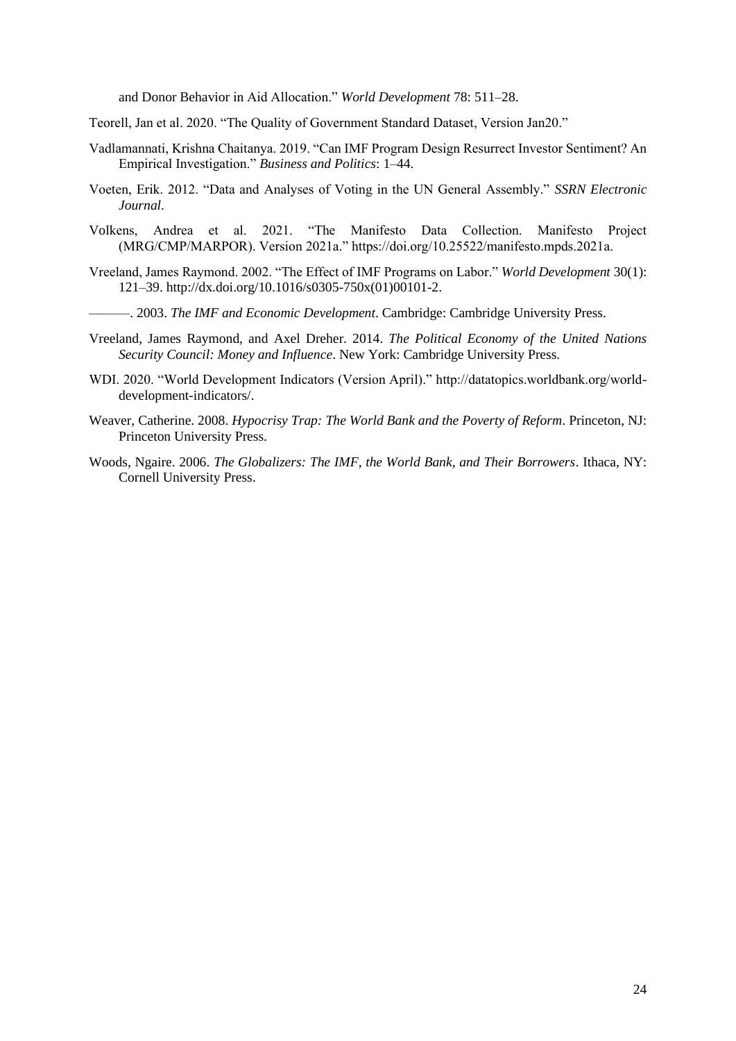and Donor Behavior in Aid Allocation." *World Development* 78: 511–28.

Teorell, Jan et al. 2020. "The Quality of Government Standard Dataset, Version Jan20."

Vadlamannati, Krishna Chaitanya. 2019. "Can IMF Program Design Resurrect Investor Sentiment? An Empirical Investigation." *Business and Politics*: 1–44.

Voeten, Erik. 2012. "Data and Analyses of Voting in the UN General Assembly." *SSRN Electronic Journal*.

Volkens, Andrea et al. 2021. "The Manifesto Data Collection. Manifesto Project (MRG/CMP/MARPOR). Version 2021a." https://doi.org/10.25522/manifesto.mpds.2021a.

Vreeland, James Raymond. 2002. "The Effect of IMF Programs on Labor." *World Development* 30(1): 121–39. http://dx.doi.org/10.1016/s0305-750x(01)00101-2.

———. 2003. *The IMF and Economic Development*. Cambridge: Cambridge University Press.

Vreeland, James Raymond, and Axel Dreher. 2014. *The Political Economy of the United Nations Security Council: Money and Influence*. New York: Cambridge University Press.

WDI. 2020. "World Development Indicators (Version April)." http://datatopics.worldbank.org/world-development-indicators/.

Weaver, Catherine. 2008. *Hypocrisy Trap: The World Bank and the Poverty of Reform*. Princeton, NJ: Princeton University Press.

Woods, Ngaire. 2006. *The Globalizers: The IMF, the World Bank, and Their Borrowers*. Ithaca, NY: Cornell University Press.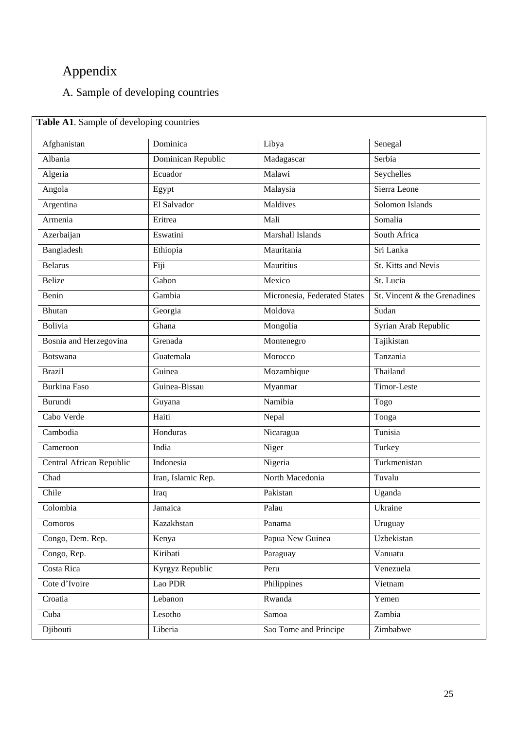# Appendix

## A. Sample of developing countries

**Table A1**. Sample of developing countries

| | | | |
|---|---|---|---|
| Afghanistan | Dominica | Libya | Senegal |
| Albania | Dominican Republic | Madagascar | Serbia |
| Algeria | Ecuador | Malawi | Seychelles |
| Angola | Egypt | Malaysia | Sierra Leone |
| Argentina | El Salvador | Maldives | Solomon Islands |
| Armenia | Eritrea | Mali | Somalia |
| Azerbaijan | Eswatini | Marshall Islands | South Africa |
| Bangladesh | Ethiopia | Mauritania | Sri Lanka |
| Belarus | Fiji | Mauritius | St. Kitts and Nevis |
| Belize | Gabon | Mexico | St. Lucia |
| Benin | Gambia | Micronesia, Federated States | St. Vincent & the Grenadines |
| Bhutan | Georgia | Moldova | Sudan |
| Bolivia | Ghana | Mongolia | Syrian Arab Republic |
| Bosnia and Herzegovina | Grenada | Montenegro | Tajikistan |
| Botswana | Guatemala | Morocco | Tanzania |
| Brazil | Guinea | Mozambique | Thailand |
| Burkina Faso | Guinea-Bissau | Myanmar | Timor-Leste |
| Burundi | Guyana | Namibia | Togo |
| Cabo Verde | Haiti | Nepal | Tonga |
| Cambodia | Honduras | Nicaragua | Tunisia |
| Cameroon | India | Niger | Turkey |
| Central African Republic | Indonesia | Nigeria | Turkmenistan |
| Chad | Iran, Islamic Rep. | North Macedonia | Tuvalu |
| Chile | Iraq | Pakistan | Uganda |
| Colombia | Jamaica | Palau | Ukraine |
| Comoros | Kazakhstan | Panama | Uruguay |
| Congo, Dem. Rep. | Kenya | Papua New Guinea | Uzbekistan |
| Congo, Rep. | Kiribati | Paraguay | Vanuatu |
| Costa Rica | Kyrgyz Republic | Peru | Venezuela |
| Cote d'Ivoire | Lao PDR | Philippines | Vietnam |
| Croatia | Lebanon | Rwanda | Yemen |
| Cuba | Lesotho | Samoa | Zambia |
| Djibouti | Liberia | Sao Tome and Principe | Zimbabwe |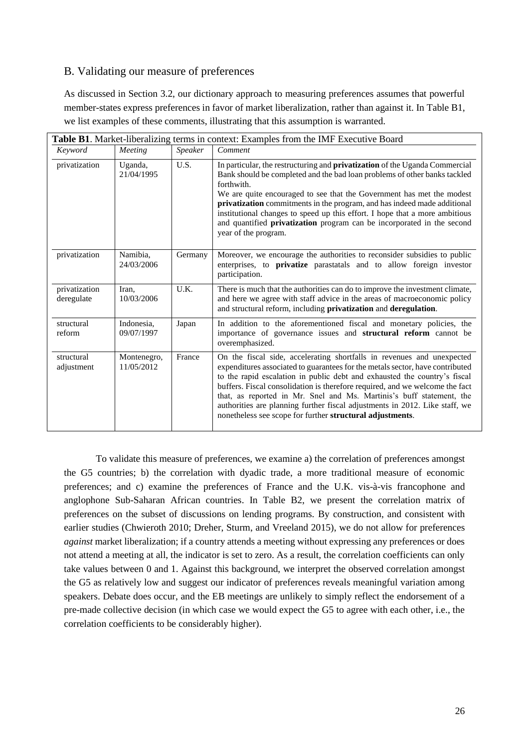## B. Validating our measure of preferences

As discussed in Section 3.2, our dictionary approach to measuring preferences assumes that powerful member-states express preferences in favor of market liberalization, rather than against it. In Table B1, we list examples of these comments, illustrating that this assumption is warranted.

**Table B1**. Market-liberalizing terms in context: Examples from the IMF Executive Board

| *Keyword* | *Meeting* | *Speaker* | *Comment* |
|---|---|---|---|
| privatization | Uganda, 21/04/1995 | U.S. | In particular, the restructuring and **privatization** of the Uganda Commercial Bank should be completed and the bad loan problems of other banks tackled forthwith. We are quite encouraged to see that the Government has met the modest **privatization** commitments in the program, and has indeed made additional institutional changes to speed up this effort. I hope that a more ambitious and quantified **privatization** program can be incorporated in the second year of the program. |
| privatization | Namibia, 24/03/2006 | Germany | Moreover, we encourage the authorities to reconsider subsidies to public enterprises, to **privatize** parastatals and to allow foreign investor participation. |
| privatization deregulate | Iran, 10/03/2006 | U.K. | There is much that the authorities can do to improve the investment climate, and here we agree with staff advice in the areas of macroeconomic policy and structural reform, including **privatization** and **deregulation**. |
| structural reform | Indonesia, 09/07/1997 | Japan | In addition to the aforementioned fiscal and monetary policies, the importance of governance issues and **structural reform** cannot be overemphasized. |
| structural adjustment | Montenegro, 11/05/2012 | France | On the fiscal side, accelerating shortfalls in revenues and unexpected expenditures associated to guarantees for the metals sector, have contributed to the rapid escalation in public debt and exhausted the country's fiscal buffers. Fiscal consolidation is therefore required, and we welcome the fact that, as reported in Mr. Snel and Ms. Martinis's buff statement, the authorities are planning further fiscal adjustments in 2012. Like staff, we nonetheless see scope for further **structural adjustments**. |

To validate this measure of preferences, we examine a) the correlation of preferences amongst the G5 countries; b) the correlation with dyadic trade, a more traditional measure of economic preferences; and c) examine the preferences of France and the U.K. vis-à-vis francophone and anglophone Sub-Saharan African countries. In Table B2, we present the correlation matrix of preferences on the subset of discussions on lending programs. By construction, and consistent with earlier studies (Chwieroth 2010; Dreher, Sturm, and Vreeland 2015), we do not allow for preferences *against* market liberalization; if a country attends a meeting without expressing any preferences or does not attend a meeting at all, the indicator is set to zero. As a result, the correlation coefficients can only take values between 0 and 1. Against this background, we interpret the observed correlation amongst the G5 as relatively low and suggest our indicator of preferences reveals meaningful variation among speakers. Debate does occur, and the EB meetings are unlikely to simply reflect the endorsement of a pre-made collective decision (in which case we would expect the G5 to agree with each other, i.e., the correlation coefficients to be considerably higher).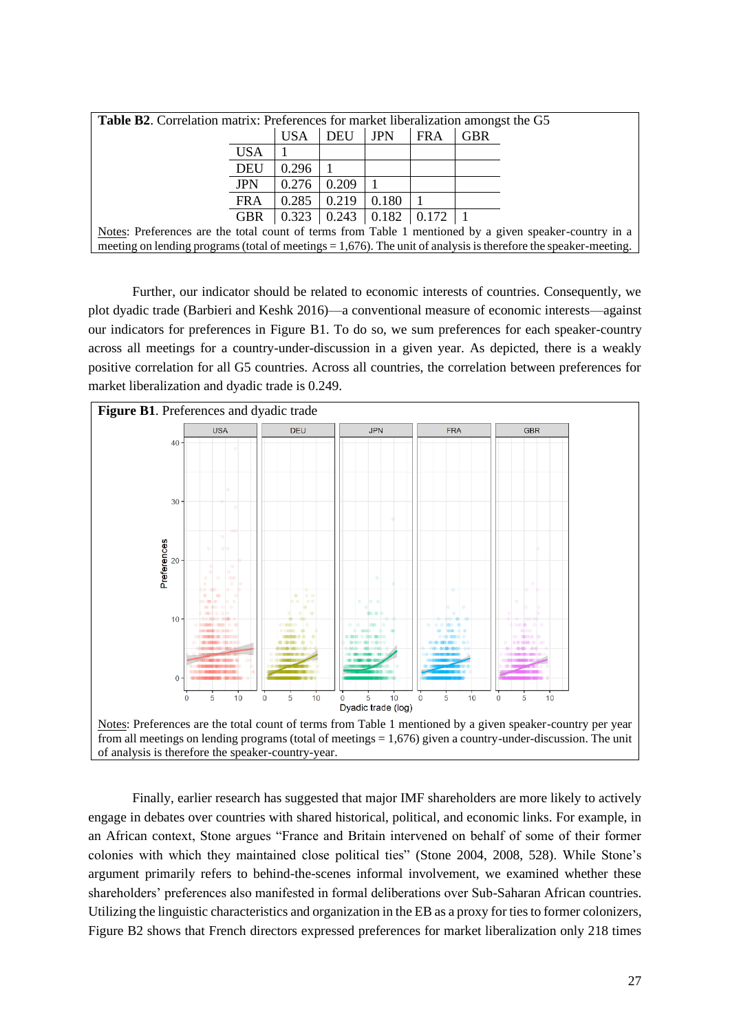**Table B2**. Correlation matrix: Preferences for market liberalization amongst the G5

| | USA | DEU | JPN | FRA | GBR |
|---|---|---|---|---|---|
| USA | 1 | | | | |
| DEU | 0.296 | 1 | | | |
| JPN | 0.276 | 0.209 | 1 | | |
| FRA | 0.285 | 0.219 | 0.180 | 1 | |
| GBR | 0.323 | 0.243 | 0.182 | 0.172 | 1 |

Notes: Preferences are the total count of terms from Table 1 mentioned by a given speaker-country in a meeting on lending programs (total of meetings = 1,676). The unit of analysis is therefore the speaker-meeting.

Further, our indicator should be related to economic interests of countries. Consequently, we plot dyadic trade (Barbieri and Keshk 2016)—a conventional measure of economic interests—against our indicators for preferences in Figure B1. To do so, we sum preferences for each speaker-country across all meetings for a country-under-discussion in a given year. As depicted, there is a weakly positive correlation for all G5 countries. Across all countries, the correlation between preferences for market liberalization and dyadic trade is 0.249.

**Figure B1**. Preferences and dyadic trade

Notes: Preferences are the total count of terms from Table 1 mentioned by a given speaker-country per year from all meetings on lending programs (total of meetings = 1,676) given a country-under-discussion. The unit of analysis is therefore the speaker-country-year.

Finally, earlier research has suggested that major IMF shareholders are more likely to actively engage in debates over countries with shared historical, political, and economic links. For example, in an African context, Stone argues "France and Britain intervened on behalf of some of their former colonies with which they maintained close political ties" (Stone 2004, 2008, 528). While Stone's argument primarily refers to behind-the-scenes informal involvement, we examined whether these shareholders' preferences also manifested in formal deliberations over Sub-Saharan African countries. Utilizing the linguistic characteristics and organization in the EB as a proxy for ties to former colonizers, Figure B2 shows that French directors expressed preferences for market liberalization only 218 times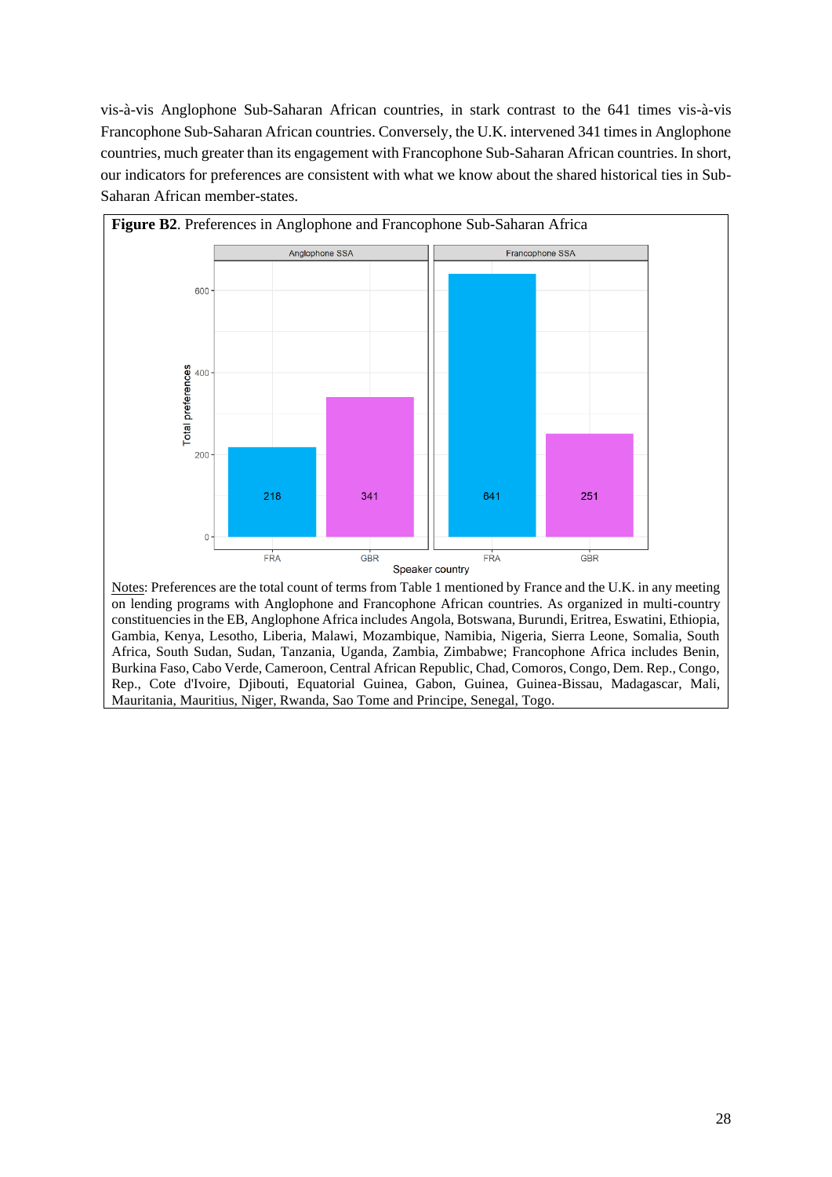vis-à-vis Anglophone Sub-Saharan African countries, in stark contrast to the 641 times vis-à-vis Francophone Sub-Saharan African countries. Conversely, the U.K. intervened 341 times in Anglophone countries, much greater than its engagement with Francophone Sub-Saharan African countries. In short, our indicators for preferences are consistent with what we know about the shared historical ties in Sub-Saharan African member-states.

**Figure B2**. Preferences in Anglophone and Francophone Sub-Saharan Africa

| Speaker country | Anglophone SSA | Francophone SSA |
|---|---|---|
| FRA | 218 | 641 |
| GBR | 341 | 251 |

Notes: Preferences are the total count of terms from Table 1 mentioned by France and the U.K. in any meeting on lending programs with Anglophone and Francophone African countries. As organized in multi-country constituencies in the EB, Anglophone Africa includes Angola, Botswana, Burundi, Eritrea, Eswatini, Ethiopia, Gambia, Kenya, Lesotho, Liberia, Malawi, Mozambique, Namibia, Nigeria, Sierra Leone, Somalia, South Africa, South Sudan, Sudan, Tanzania, Uganda, Zambia, Zimbabwe; Francophone Africa includes Benin, Burkina Faso, Cabo Verde, Cameroon, Central African Republic, Chad, Comoros, Congo, Dem. Rep., Congo, Rep., Cote d'Ivoire, Djibouti, Equatorial Guinea, Gabon, Guinea, Guinea-Bissau, Madagascar, Mali, Mauritania, Mauritius, Niger, Rwanda, Sao Tome and Principe, Senegal, Togo.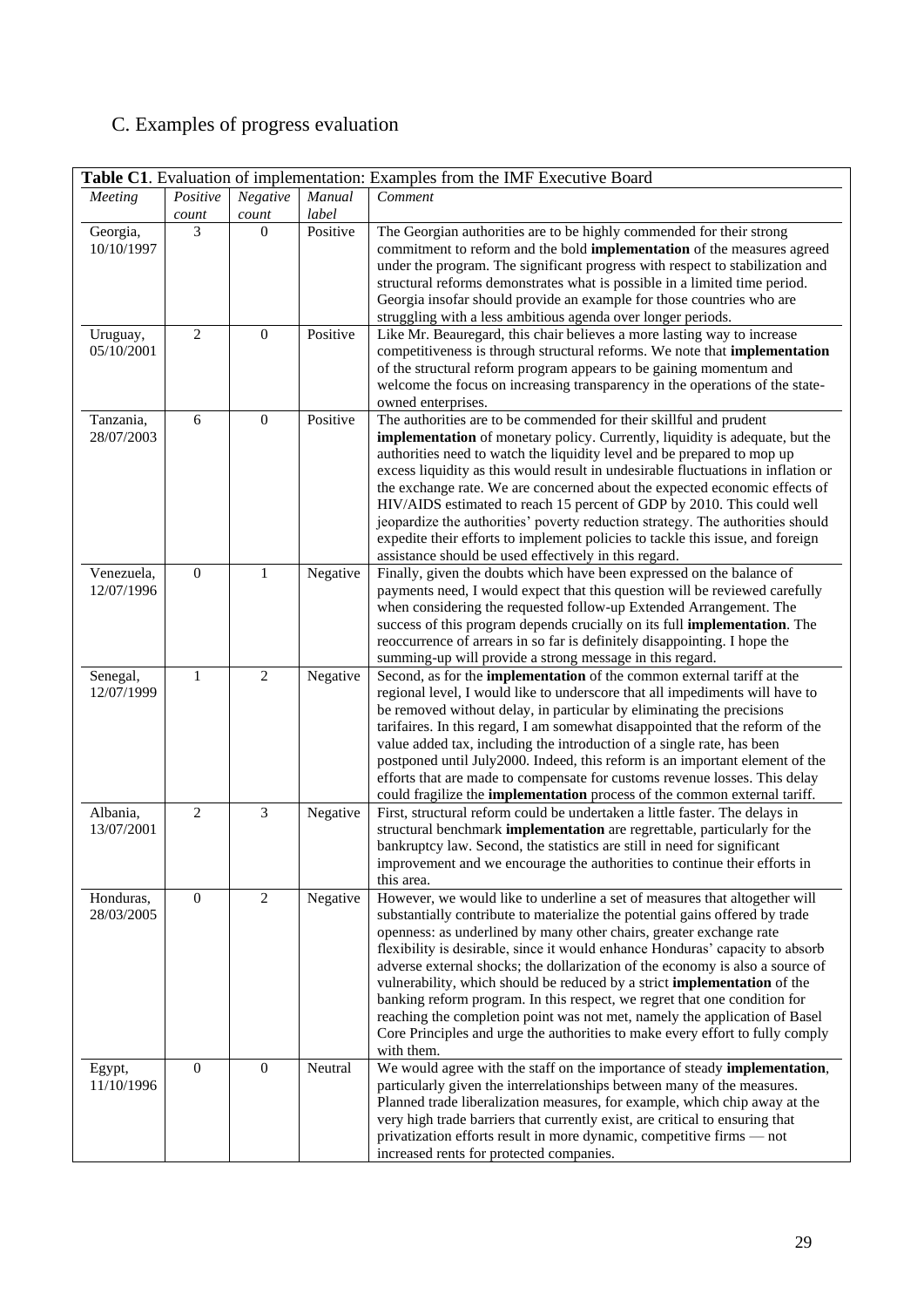## C. Examples of progress evaluation

**Table C1**. Evaluation of implementation: Examples from the IMF Executive Board

| *Meeting* | *Positive count* | *Negative count* | *Manual label* | *Comment* |
|---|---|---|---|---|
| Georgia, 10/10/1997 | 3 | 0 | Positive | The Georgian authorities are to be highly commended for their strong commitment to reform and the bold **implementation** of the measures agreed under the program. The significant progress with respect to stabilization and structural reforms demonstrates what is possible in a limited time period. Georgia insofar should provide an example for those countries who are struggling with a less ambitious agenda over longer periods. |
| Uruguay, 05/10/2001 | 2 | 0 | Positive | Like Mr. Beauregard, this chair believes a more lasting way to increase competitiveness is through structural reforms. We note that **implementation** of the structural reform program appears to be gaining momentum and welcome the focus on increasing transparency in the operations of the state-owned enterprises. |
| Tanzania, 28/07/2003 | 6 | 0 | Positive | The authorities are to be commended for their skillful and prudent **implementation** of monetary policy. Currently, liquidity is adequate, but the authorities need to watch the liquidity level and be prepared to mop up excess liquidity as this would result in undesirable fluctuations in inflation or the exchange rate. We are concerned about the expected economic effects of HIV/AIDS estimated to reach 15 percent of GDP by 2010. This could well jeopardize the authorities' poverty reduction strategy. The authorities should expedite their efforts to implement policies to tackle this issue, and foreign assistance should be used effectively in this regard. |
| Venezuela, 12/07/1996 | 0 | 1 | Negative | Finally, given the doubts which have been expressed on the balance of payments need, I would expect that this question will be reviewed carefully when considering the requested follow-up Extended Arrangement. The success of this program depends crucially on its full **implementation**. The reoccurrence of arrears in so far is definitely disappointing. I hope the summing-up will provide a strong message in this regard. |
| Senegal, 12/07/1999 | 1 | 2 | Negative | Second, as for the **implementation** of the common external tariff at the regional level, I would like to underscore that all impediments will have to be removed without delay, in particular by eliminating the precisions tarifaires. In this regard, I am somewhat disappointed that the reform of the value added tax, including the introduction of a single rate, has been postponed until July2000. Indeed, this reform is an important element of the efforts that are made to compensate for customs revenue losses. This delay could fragilize the **implementation** process of the common external tariff. |
| Albania, 13/07/2001 | 2 | 3 | Negative | First, structural reform could be undertaken a little faster. The delays in structural benchmark **implementation** are regrettable, particularly for the bankruptcy law. Second, the statistics are still in need for significant improvement and we encourage the authorities to continue their efforts in this area. |
| Honduras, 28/03/2005 | 0 | 2 | Negative | However, we would like to underline a set of measures that altogether will substantially contribute to materialize the potential gains offered by trade openness: as underlined by many other chairs, greater exchange rate flexibility is desirable, since it would enhance Honduras' capacity to absorb adverse external shocks; the dollarization of the economy is also a source of vulnerability, which should be reduced by a strict **implementation** of the banking reform program. In this respect, we regret that one condition for reaching the completion point was not met, namely the application of Basel Core Principles and urge the authorities to make every effort to fully comply with them. |
| Egypt, 11/10/1996 | 0 | 0 | Neutral | We would agree with the staff on the importance of steady **implementation**, particularly given the interrelationships between many of the measures. Planned trade liberalization measures, for example, which chip away at the very high trade barriers that currently exist, are critical to ensuring that privatization efforts result in more dynamic, competitive firms — not increased rents for protected companies. |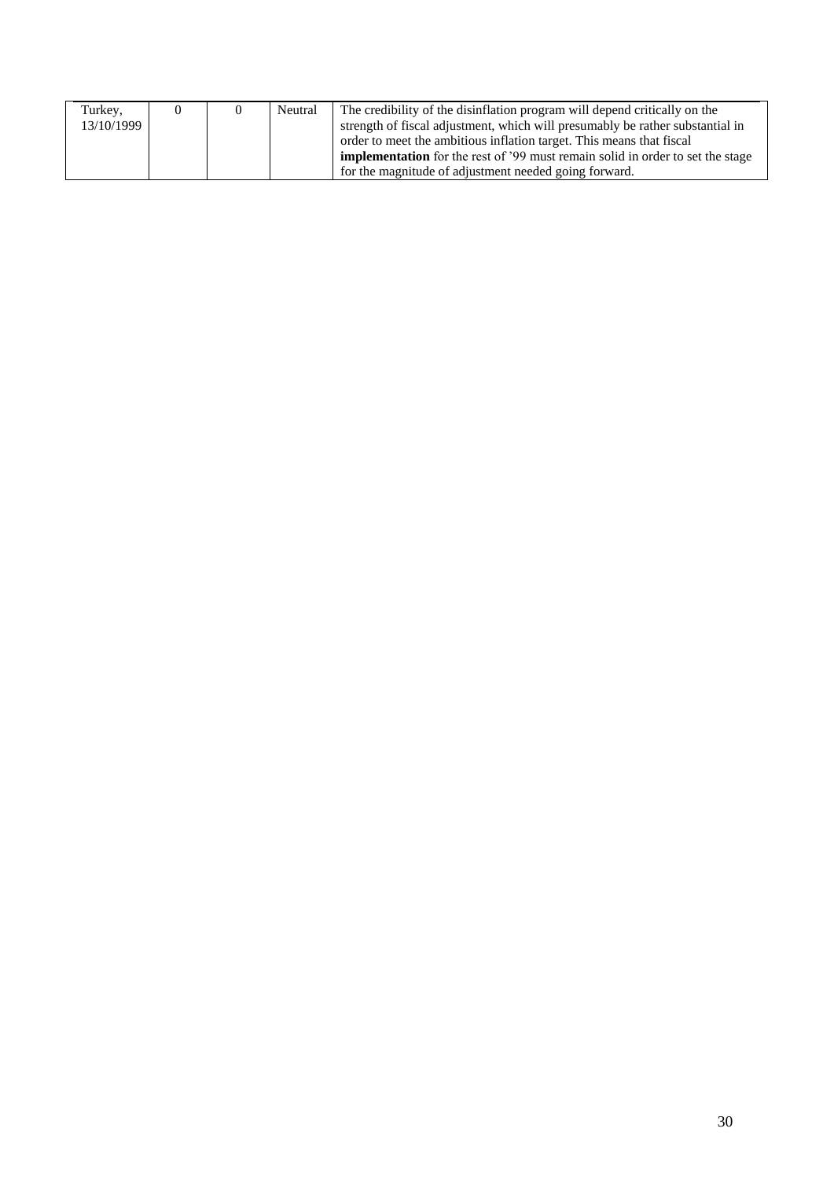| | | | | |
|---|---|---|---|---|
| Turkey, 13/10/1999 | 0 | 0 | Neutral | The credibility of the disinflation program will depend critically on the strength of fiscal adjustment, which will presumably be rather substantial in order to meet the ambitious inflation target. This means that fiscal **implementation** for the rest of '99 must remain solid in order to set the stage for the magnitude of adjustment needed going forward. |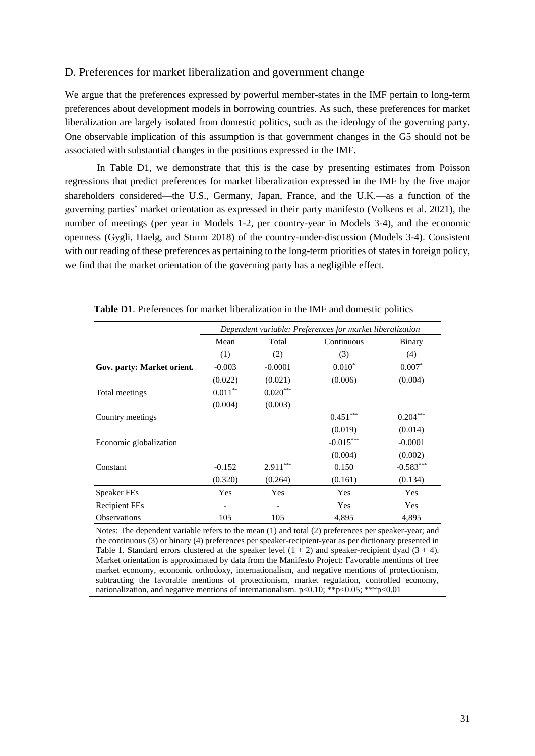## D. Preferences for market liberalization and government change

We argue that the preferences expressed by powerful member-states in the IMF pertain to long-term preferences about development models in borrowing countries. As such, these preferences for market liberalization are largely isolated from domestic politics, such as the ideology of the governing party. One observable implication of this assumption is that government changes in the G5 should not be associated with substantial changes in the positions expressed in the IMF.

In Table D1, we demonstrate that this is the case by presenting estimates from Poisson regressions that predict preferences for market liberalization expressed in the IMF by the five major shareholders considered—the U.S., Germany, Japan, France, and the U.K.—as a function of the governing parties' market orientation as expressed in their party manifesto (Volkens et al. 2021), the number of meetings (per year in Models 1-2, per country-year in Models 3-4), and the economic openness (Gygli, Haelg, and Sturm 2018) of the country-under-discussion (Models 3-4). Consistent with our reading of these preferences as pertaining to the long-term priorities of states in foreign policy, we find that the market orientation of the governing party has a negligible effect.

**Table D1**. Preferences for market liberalization in the IMF and domestic politics

| | *Dependent variable: Preferences for market liberalization* | | | |
|---|---|---|---|---|
| | Mean | Total | Continuous | Binary |
| | (1) | (2) | (3) | (4) |
| **Gov. party: Market orient.** | -0.003 | -0.0001 | 0.010* | 0.007* |
| | (0.022) | (0.021) | (0.006) | (0.004) |
| Total meetings | 0.011** | 0.020*** | | |
| | (0.004) | (0.003) | | |
| Country meetings | | | 0.451*** | 0.204*** |
| | | | (0.019) | (0.014) |
| Economic globalization | | | -0.015*** | -0.0001 |
| | | | (0.004) | (0.002) |
| Constant | -0.152 | 2.911*** | 0.150 | -0.583*** |
| | (0.320) | (0.264) | (0.161) | (0.134) |
| Speaker FEs | Yes | Yes | Yes | Yes |
| Recipient FEs | - | - | Yes | Yes |
| Observations | 105 | 105 | 4,895 | 4,895 |

Notes: The dependent variable refers to the mean (1) and total (2) preferences per speaker-year; and the continuous (3) or binary (4) preferences per speaker-recipient-year as per dictionary presented in Table 1. Standard errors clustered at the speaker level (1 + 2) and speaker-recipient dyad (3 + 4). Market orientation is approximated by data from the Manifesto Project: Favorable mentions of free market economy, economic orthodoxy, internationalism, and negative mentions of protectionism, subtracting the favorable mentions of protectionism, market regulation, controlled economy, nationalization, and negative mentions of internationalism. p<0.10; **p<0.05; ***p<0.01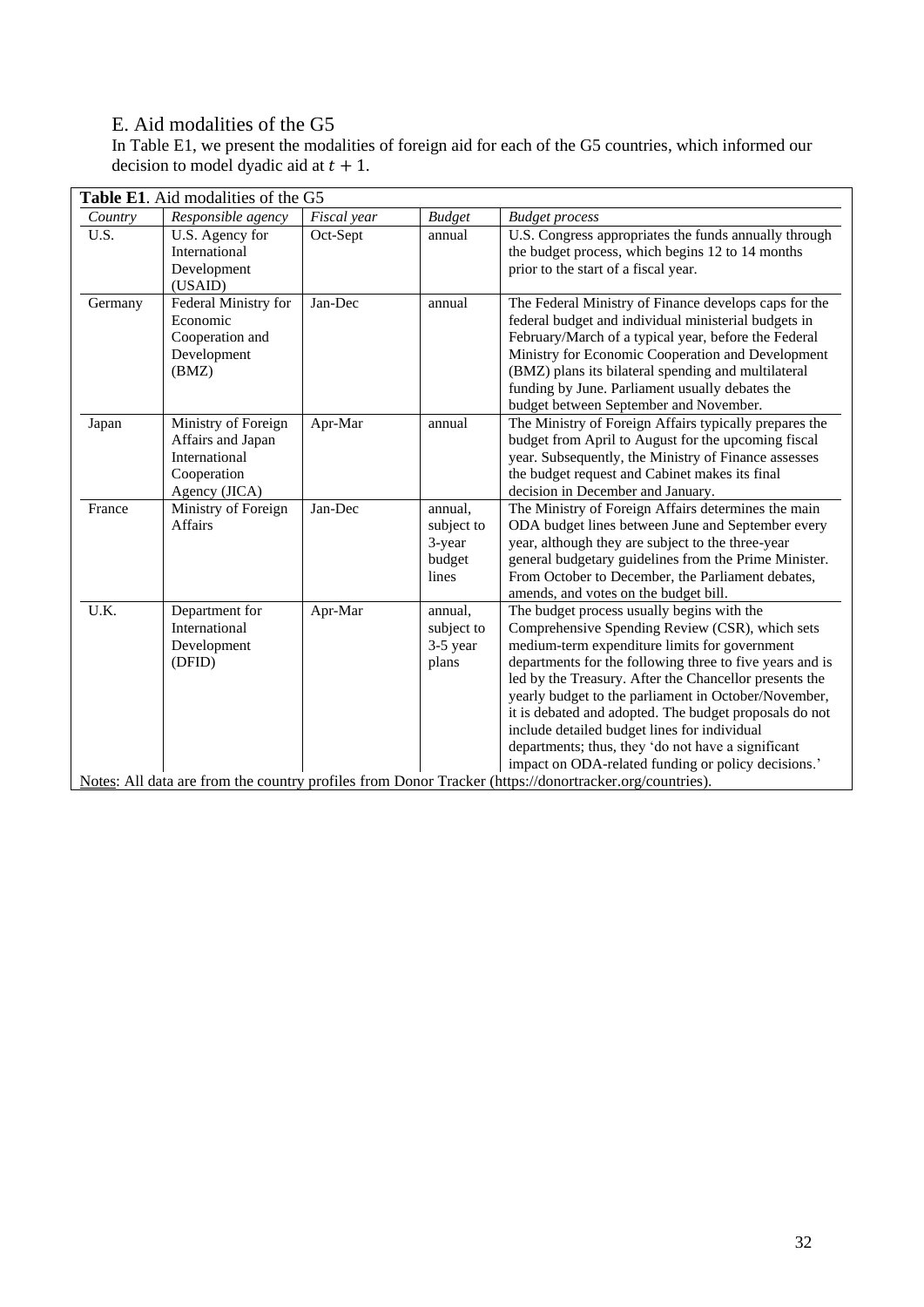## E. Aid modalities of the G5

In Table E1, we present the modalities of foreign aid for each of the G5 countries, which informed our decision to model dyadic aid at $t + 1$.

**Table E1**. Aid modalities of the G5

| *Country* | *Responsible agency* | *Fiscal year* | *Budget* | *Budget process* |
|---|---|---|---|---|
| U.S. | U.S. Agency for International Development (USAID) | Oct-Sept | annual | U.S. Congress appropriates the funds annually through the budget process, which begins 12 to 14 months prior to the start of a fiscal year. |
| Germany | Federal Ministry for Economic Cooperation and Development (BMZ) | Jan-Dec | annual | The Federal Ministry of Finance develops caps for the federal budget and individual ministerial budgets in February/March of a typical year, before the Federal Ministry for Economic Cooperation and Development (BMZ) plans its bilateral spending and multilateral funding by June. Parliament usually debates the budget between September and November. |
| Japan | Ministry of Foreign Affairs and Japan International Cooperation Agency (JICA) | Apr-Mar | annual | The Ministry of Foreign Affairs typically prepares the budget from April to August for the upcoming fiscal year. Subsequently, the Ministry of Finance assesses the budget request and Cabinet makes its final decision in December and January. |
| France | Ministry of Foreign Affairs | Jan-Dec | annual, subject to 3-year budget lines | The Ministry of Foreign Affairs determines the main ODA budget lines between June and September every year, although they are subject to the three-year general budgetary guidelines from the Prime Minister. From October to December, the Parliament debates, amends, and votes on the budget bill. |
| U.K. | Department for International Development (DFID) | Apr-Mar | annual, subject to 3-5 year plans | The budget process usually begins with the Comprehensive Spending Review (CSR), which sets medium-term expenditure limits for government departments for the following three to five years and is led by the Treasury. After the Chancellor presents the yearly budget to the parliament in October/November, it is debated and adopted. The budget proposals do not include detailed budget lines for individual departments; thus, they 'do not have a significant impact on ODA-related funding or policy decisions.' |

Notes: All data are from the country profiles from Donor Tracker (https://donortracker.org/countries).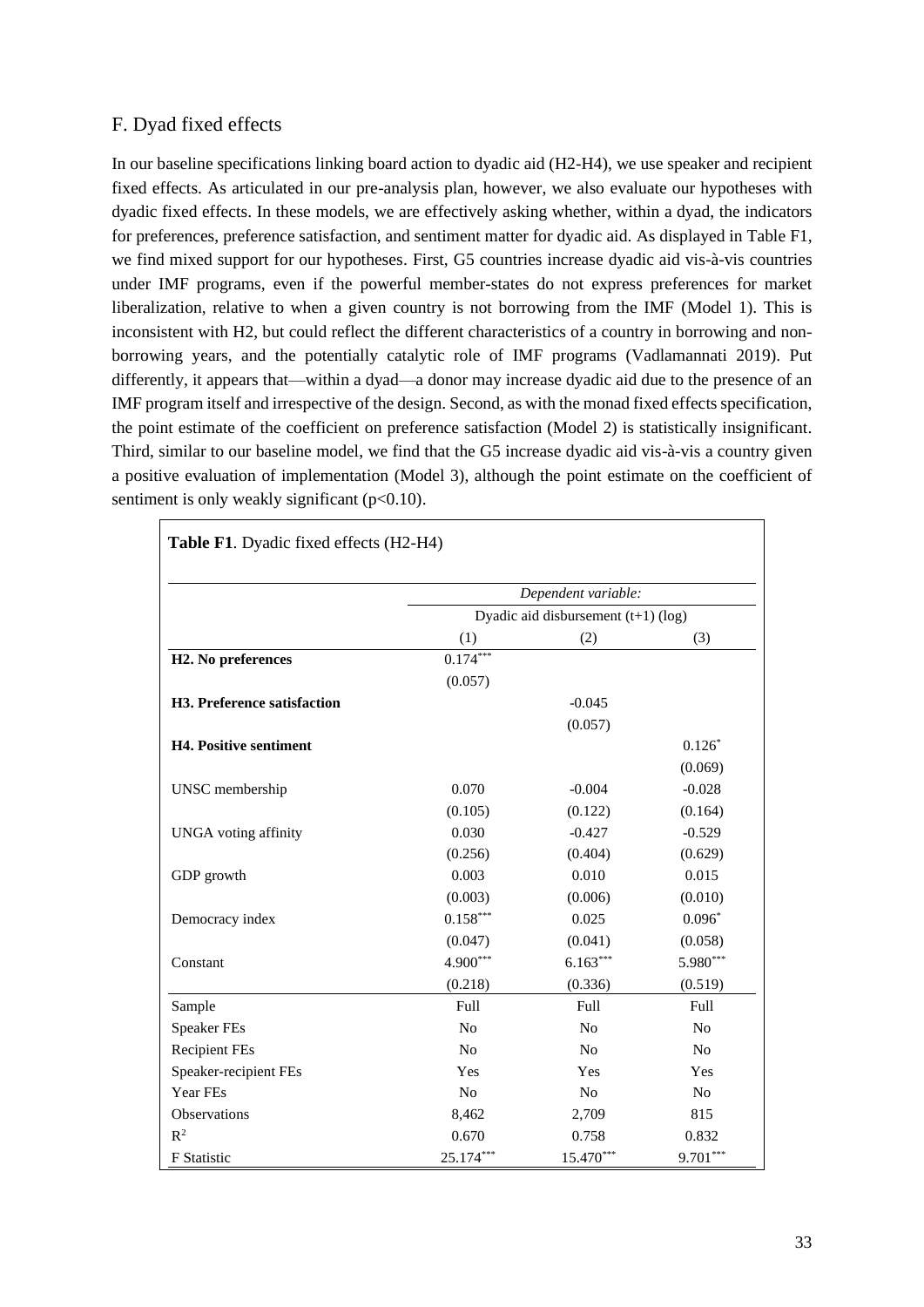## F. Dyad fixed effects

In our baseline specifications linking board action to dyadic aid (H2-H4), we use speaker and recipient fixed effects. As articulated in our pre-analysis plan, however, we also evaluate our hypotheses with dyadic fixed effects. In these models, we are effectively asking whether, within a dyad, the indicators for preferences, preference satisfaction, and sentiment matter for dyadic aid. As displayed in Table F1, we find mixed support for our hypotheses. First, G5 countries increase dyadic aid vis-à-vis countries under IMF programs, even if the powerful member-states do not express preferences for market liberalization, relative to when a given country is not borrowing from the IMF (Model 1). This is inconsistent with H2, but could reflect the different characteristics of a country in borrowing and non-borrowing years, and the potentially catalytic role of IMF programs (Vadlamannati 2019). Put differently, it appears that—within a dyad—a donor may increase dyadic aid due to the presence of an IMF program itself and irrespective of the design. Second, as with the monad fixed effects specification, the point estimate of the coefficient on preference satisfaction (Model 2) is statistically insignificant. Third, similar to our baseline model, we find that the G5 increase dyadic aid vis-à-vis a country given a positive evaluation of implementation (Model 3), although the point estimate on the coefficient of sentiment is only weakly significant ($p<0.10$).

**Table F1**. Dyadic fixed effects (H2-H4)

| | *Dependent variable:* | | |
|---|---|---|---|
| | Dyadic aid disbursement (t+1) (log) | | |
| | (1) | (2) | (3) |
| **H2. No preferences** | $0.174^{***}$ | | |
| | (0.057) | | |
| **H3. Preference satisfaction** | | -0.045 | |
| | | (0.057) | |
| **H4. Positive sentiment** | | | $0.126^{*}$ |
| | | | (0.069) |
| UNSC membership | 0.070 | -0.004 | -0.028 |
| | (0.105) | (0.122) | (0.164) |
| UNGA voting affinity | 0.030 | -0.427 | -0.529 |
| | (0.256) | (0.404) | (0.629) |
| GDP growth | 0.003 | 0.010 | 0.015 |
| | (0.003) | (0.006) | (0.010) |
| Democracy index | $0.158^{***}$ | 0.025 | $0.096^{*}$ |
| | (0.047) | (0.041) | (0.058) |
| Constant | $4.900^{***}$ | $6.163^{***}$ | $5.980^{***}$ |
| | (0.218) | (0.336) | (0.519) |
| Sample | Full | Full | Full |
| Speaker FEs | No | No | No |
| Recipient FEs | No | No | No |
| Speaker-recipient FEs | Yes | Yes | Yes |
| Year FEs | No | No | No |
| Observations | 8,462 | 2,709 | 815 |
| $R^2$ | 0.670 | 0.758 | 0.832 |
| F Statistic | $25.174^{***}$ | $15.470^{***}$ | $9.701^{***}$ |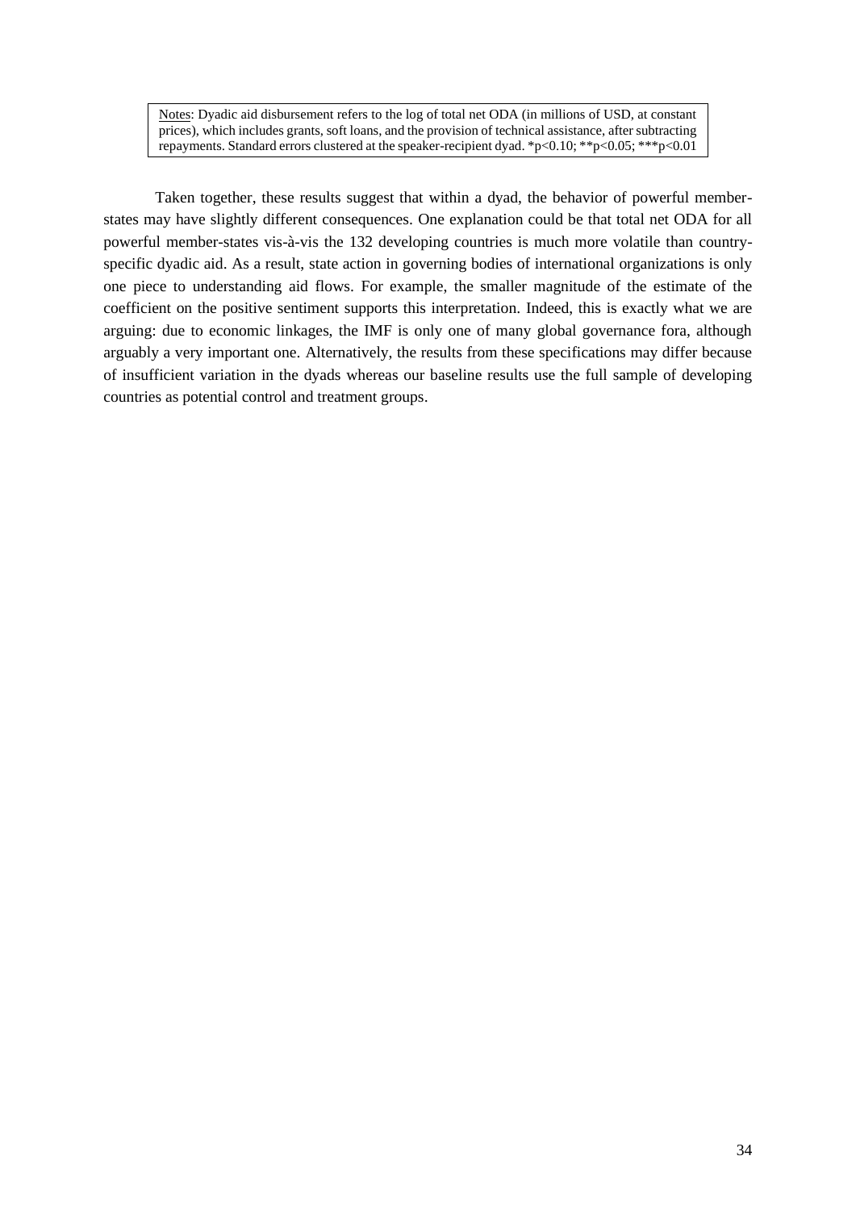Notes: Dyadic aid disbursement refers to the log of total net ODA (in millions of USD, at constant prices), which includes grants, soft loans, and the provision of technical assistance, after subtracting repayments. Standard errors clustered at the speaker-recipient dyad. *p<0.10; **p<0.05; ***p<0.01

Taken together, these results suggest that within a dyad, the behavior of powerful member-states may have slightly different consequences. One explanation could be that total net ODA for all powerful member-states vis-à-vis the 132 developing countries is much more volatile than country-specific dyadic aid. As a result, state action in governing bodies of international organizations is only one piece to understanding aid flows. For example, the smaller magnitude of the estimate of the coefficient on the positive sentiment supports this interpretation. Indeed, this is exactly what we are arguing: due to economic linkages, the IMF is only one of many global governance fora, although arguably a very important one. Alternatively, the results from these specifications may differ because of insufficient variation in the dyads whereas our baseline results use the full sample of developing countries as potential control and treatment groups.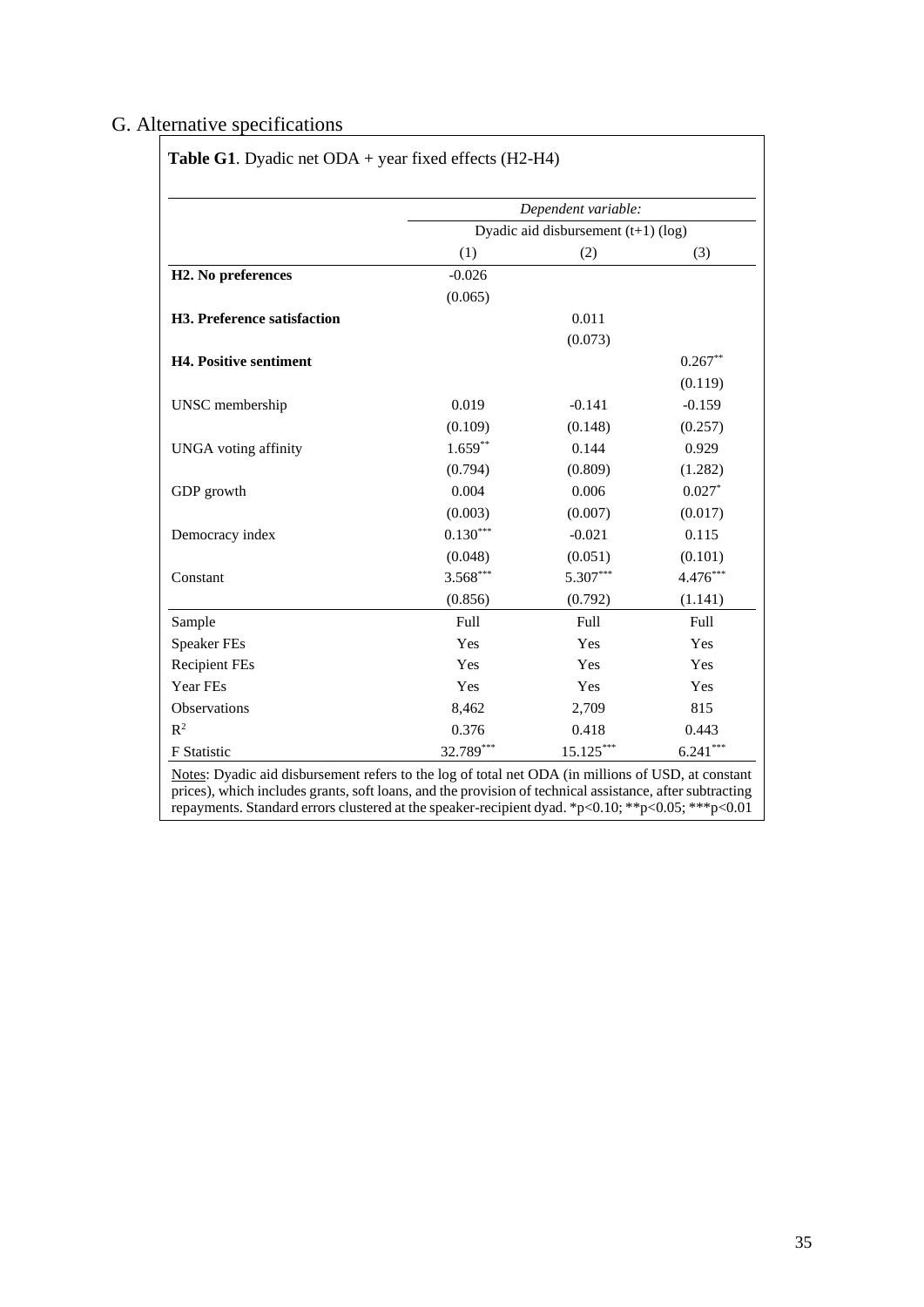## G. Alternative specifications

**Table G1**. Dyadic net ODA + year fixed effects (H2-H4)

| | *Dependent variable:* | | |
|---|---|---|---|
| | Dyadic aid disbursement (t+1) (log) | | |
| | (1) | (2) | (3) |
| **H2. No preferences** | -0.026 | | |
| | (0.065) | | |
| **H3. Preference satisfaction** | | 0.011 | |
| | | (0.073) | |
| **H4. Positive sentiment** | | | 0.267** |
| | | | (0.119) |
| UNSC membership | 0.019 | -0.141 | -0.159 |
| | (0.109) | (0.148) | (0.257) |
| UNGA voting affinity | 1.659** | 0.144 | 0.929 |
| | (0.794) | (0.809) | (1.282) |
| GDP growth | 0.004 | 0.006 | 0.027* |
| | (0.003) | (0.007) | (0.017) |
| Democracy index | 0.130*** | -0.021 | 0.115 |
| | (0.048) | (0.051) | (0.101) |
| Constant | 3.568*** | 5.307*** | 4.476*** |
| | (0.856) | (0.792) | (1.141) |
| Sample | Full | Full | Full |
| Speaker FEs | Yes | Yes | Yes |
| Recipient FEs | Yes | Yes | Yes |
| Year FEs | Yes | Yes | Yes |
| Observations | 8,462 | 2,709 | 815 |
| $R^2$ | 0.376 | 0.418 | 0.443 |
| F Statistic | 32.789*** | 15.125*** | 6.241*** |

Notes: Dyadic aid disbursement refers to the log of total net ODA (in millions of USD, at constant prices), which includes grants, soft loans, and the provision of technical assistance, after subtracting repayments. Standard errors clustered at the speaker-recipient dyad. *p<0.10; **p<0.05; ***p<0.01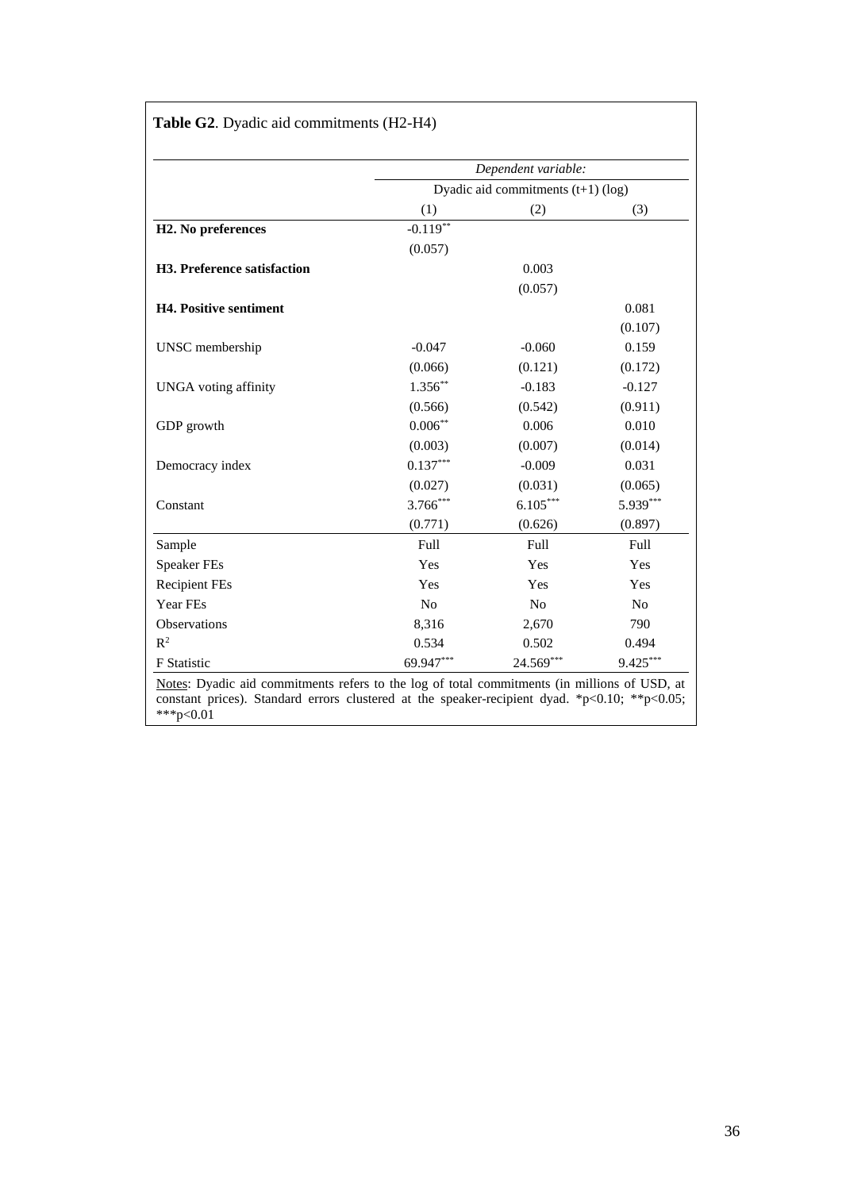**Table G2**. Dyadic aid commitments (H2-H4)

| | *Dependent variable:* | | |
|---|---|---|---|
| | Dyadic aid commitments (t+1) (log) | | |
| | (1) | (2) | (3) |
| **H2. No preferences** | -0.119** | | |
| | (0.057) | | |
| **H3. Preference satisfaction** | | 0.003 | |
| | | (0.057) | |
| **H4. Positive sentiment** | | | 0.081 |
| | | | (0.107) |
| UNSC membership | -0.047 | -0.060 | 0.159 |
| | (0.066) | (0.121) | (0.172) |
| UNGA voting affinity | 1.356** | -0.183 | -0.127 |
| | (0.566) | (0.542) | (0.911) |
| GDP growth | 0.006** | 0.006 | 0.010 |
| | (0.003) | (0.007) | (0.014) |
| Democracy index | 0.137*** | -0.009 | 0.031 |
| | (0.027) | (0.031) | (0.065) |
| Constant | 3.766*** | 6.105*** | 5.939*** |
| | (0.771) | (0.626) | (0.897) |
| Sample | Full | Full | Full |
| Speaker FEs | Yes | Yes | Yes |
| Recipient FEs | Yes | Yes | Yes |
| Year FEs | No | No | No |
| Observations | 8,316 | 2,670 | 790 |
| $R^2$ | 0.534 | 0.502 | 0.494 |
| F Statistic | 69.947*** | 24.569*** | 9.425*** |

Notes: Dyadic aid commitments refers to the log of total commitments (in millions of USD, at constant prices). Standard errors clustered at the speaker-recipient dyad. *p<0.10; **p<0.05; ***p<0.01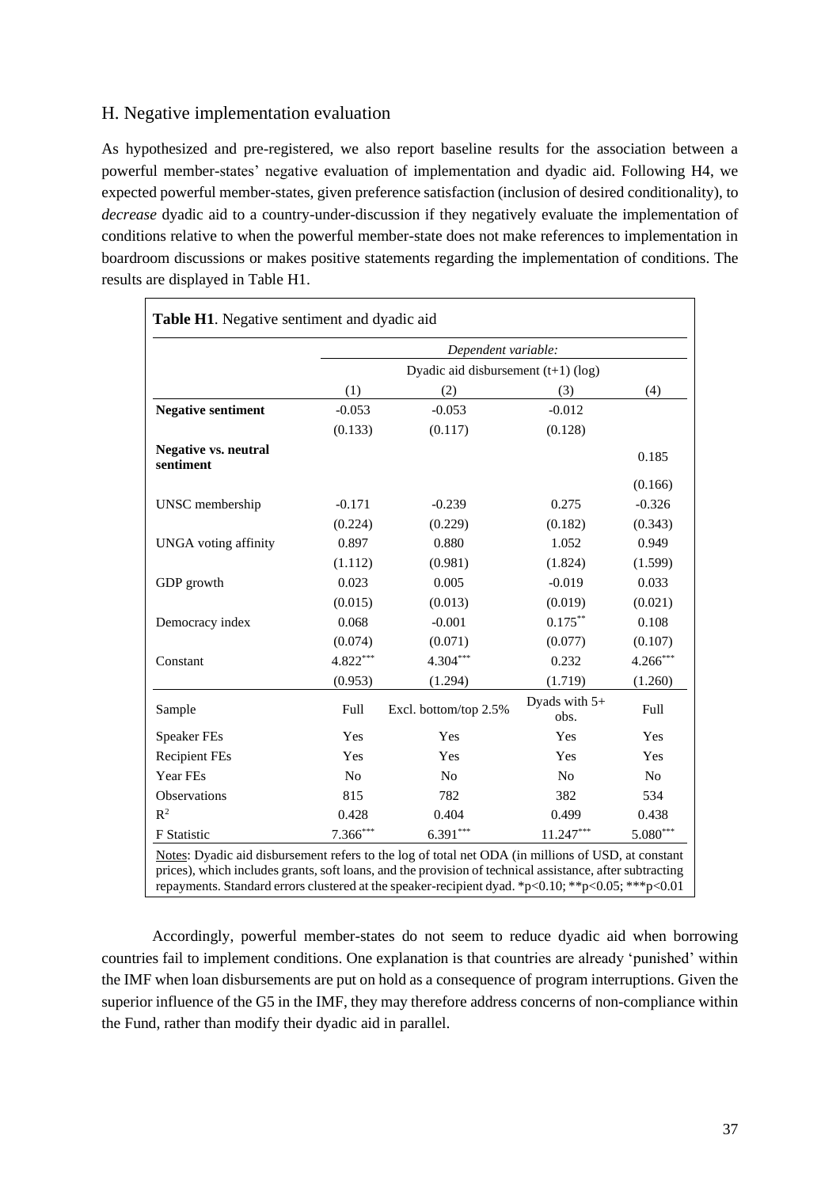## H. Negative implementation evaluation

As hypothesized and pre-registered, we also report baseline results for the association between a powerful member-states' negative evaluation of implementation and dyadic aid. Following H4, we expected powerful member-states, given preference satisfaction (inclusion of desired conditionality), to *decrease* dyadic aid to a country-under-discussion if they negatively evaluate the implementation of conditions relative to when the powerful member-state does not make references to implementation in boardroom discussions or makes positive statements regarding the implementation of conditions. The results are displayed in Table H1.

**Table H1**. Negative sentiment and dyadic aid

| | *Dependent variable:* | | | |
|---|---|---|---|---|
| | Dyadic aid disbursement (t+1) (log) | | | |
| | (1) | (2) | (3) | (4) |
| **Negative sentiment** | -0.053 | -0.053 | -0.012 | |
| | (0.133) | (0.117) | (0.128) | |
| **Negative vs. neutral sentiment** | | | | 0.185 |
| | | | | (0.166) |
| UNSC membership | -0.171 | -0.239 | 0.275 | -0.326 |
| | (0.224) | (0.229) | (0.182) | (0.343) |
| UNGA voting affinity | 0.897 | 0.880 | 1.052 | 0.949 |
| | (1.112) | (0.981) | (1.824) | (1.599) |
| GDP growth | 0.023 | 0.005 | -0.019 | 0.033 |
| | (0.015) | (0.013) | (0.019) | (0.021) |
| Democracy index | 0.068 | -0.001 | 0.175** | 0.108 |
| | (0.074) | (0.071) | (0.077) | (0.107) |
| Constant | 4.822*** | 4.304*** | 0.232 | 4.266*** |
| | (0.953) | (1.294) | (1.719) | (1.260) |
| Sample | Full | Excl. bottom/top 2.5% | Dyads with 5+ obs. | Full |
| Speaker FEs | Yes | Yes | Yes | Yes |
| Recipient FEs | Yes | Yes | Yes | Yes |
| Year FEs | No | No | No | No |
| Observations | 815 | 782 | 382 | 534 |
| $R^2$ | 0.428 | 0.404 | 0.499 | 0.438 |
| F Statistic | 7.366*** | 6.391*** | 11.247*** | 5.080*** |

Notes: Dyadic aid disbursement refers to the log of total net ODA (in millions of USD, at constant prices), which includes grants, soft loans, and the provision of technical assistance, after subtracting repayments. Standard errors clustered at the speaker-recipient dyad. *p<0.10; **p<0.05; ***p<0.01

Accordingly, powerful member-states do not seem to reduce dyadic aid when borrowing countries fail to implement conditions. One explanation is that countries are already 'punished' within the IMF when loan disbursements are put on hold as a consequence of program interruptions. Given the superior influence of the G5 in the IMF, they may therefore address concerns of non-compliance within the Fund, rather than modify their dyadic aid in parallel.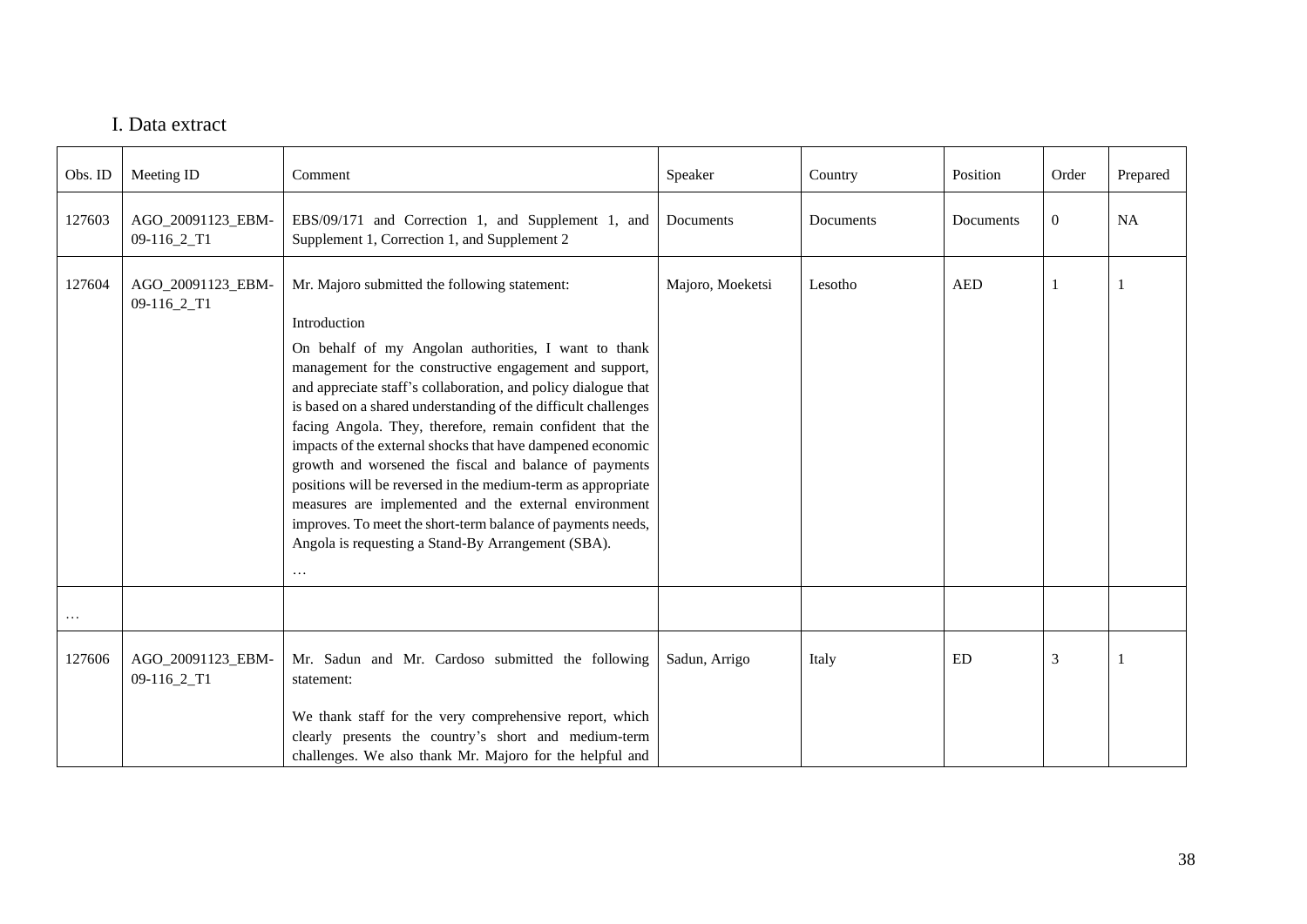## I. Data extract

| Obs. ID | Meeting ID | Comment | Speaker | Country | Position | Order | Prepared |
|---|---|---|---|---|---|---|---|
| 127603 | AGO_20091123_EBM-09-116_2_T1 | EBS/09/171 and Correction 1, and Supplement 1, and Supplement 1, Correction 1, and Supplement 2 | Documents | Documents | Documents | 0 | NA |
| 127604 | AGO_20091123_EBM-09-116_2_T1 | Mr. Majoro submitted the following statement:<br><br>Introduction<br><br>On behalf of my Angolan authorities, I want to thank management for the constructive engagement and support, and appreciate staff's collaboration, and policy dialogue that is based on a shared understanding of the difficult challenges facing Angola. They, therefore, remain confident that the impacts of the external shocks that have dampened economic growth and worsened the fiscal and balance of payments positions will be reversed in the medium-term as appropriate measures are implemented and the external environment improves. To meet the short-term balance of payments needs, Angola is requesting a Stand-By Arrangement (SBA).<br><br>… | Majoro, Moeketsi | Lesotho | AED | 1 | 1 |
| … | | | | | | | |
| 127606 | AGO_20091123_EBM-09-116_2_T1 | Mr. Sadun and Mr. Cardoso submitted the following statement:<br><br>We thank staff for the very comprehensive report, which clearly presents the country's short and medium-term challenges. We also thank Mr. Majoro for the helpful and | Sadun, Arrigo | Italy | ED | 3 | 1 |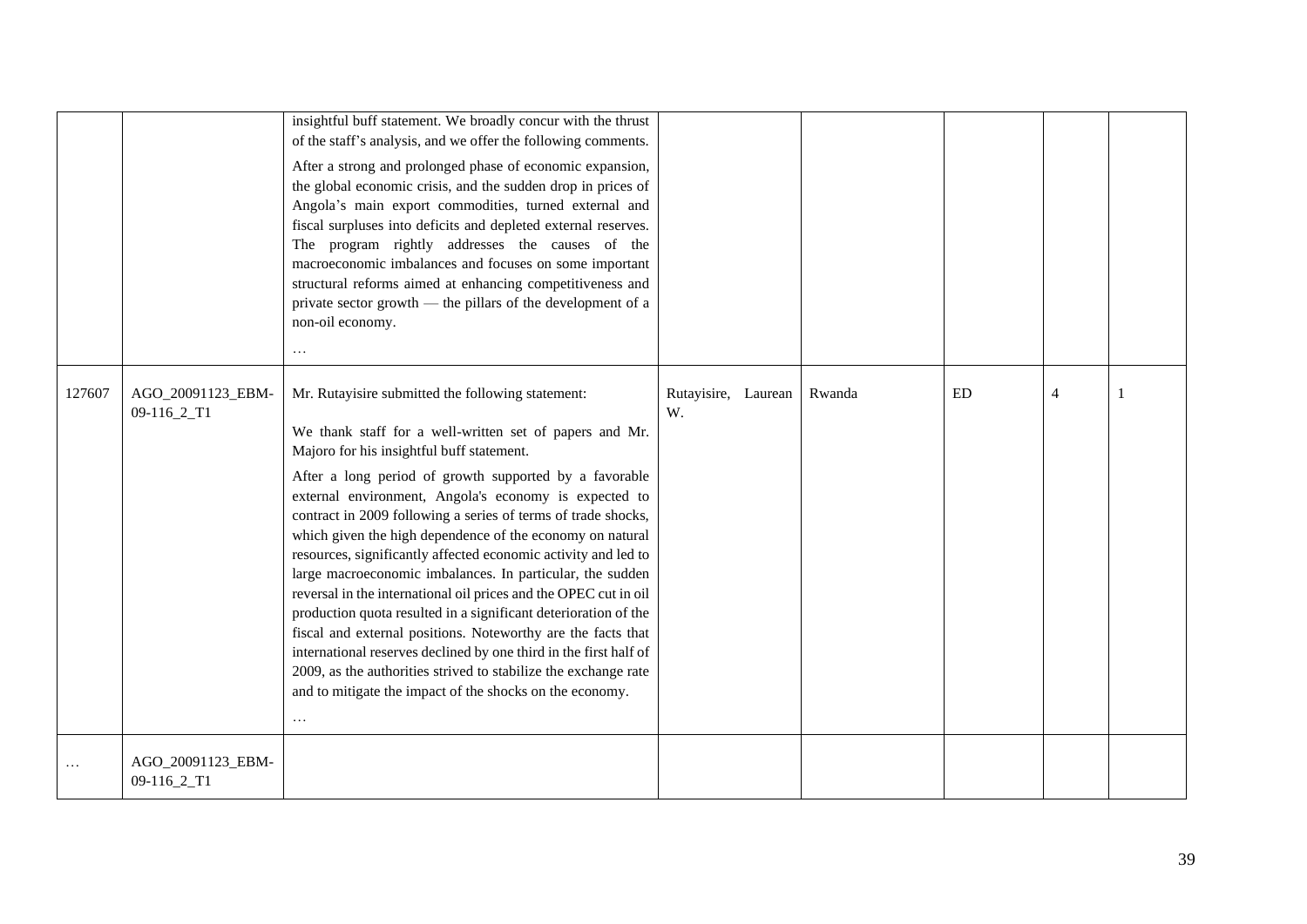|  |  |  |  |  |  |  |  |
|---|---|---|---|---|---|---|---|
|  |  | insightful buff statement. We broadly concur with the thrust of the staff's analysis, and we offer the following comments.<br><br>After a strong and prolonged phase of economic expansion, the global economic crisis, and the sudden drop in prices of Angola's main export commodities, turned external and fiscal surpluses into deficits and depleted external reserves. The program rightly addresses the causes of the macroeconomic imbalances and focuses on some important structural reforms aimed at enhancing competitiveness and private sector growth — the pillars of the development of a non-oil economy.<br><br>… |  |  |  |  |  |
| 127607 | AGO_20091123_EBM-09-116_2_T1 | Mr. Rutayisire submitted the following statement:<br><br>We thank staff for a well-written set of papers and Mr. Majoro for his insightful buff statement.<br><br>After a long period of growth supported by a favorable external environment, Angola's economy is expected to contract in 2009 following a series of terms of trade shocks, which given the high dependence of the economy on natural resources, significantly affected economic activity and led to large macroeconomic imbalances. In particular, the sudden reversal in the international oil prices and the OPEC cut in oil production quota resulted in a significant deterioration of the fiscal and external positions. Noteworthy are the facts that international reserves declined by one third in the first half of 2009, as the authorities strived to stabilize the exchange rate and to mitigate the impact of the shocks on the economy.<br><br>… | Rutayisire, Laurean W. | Rwanda | ED | 4 | 1 |
| … | AGO_20091123_EBM-09-116_2_T1 |  |  |  |  |  |  |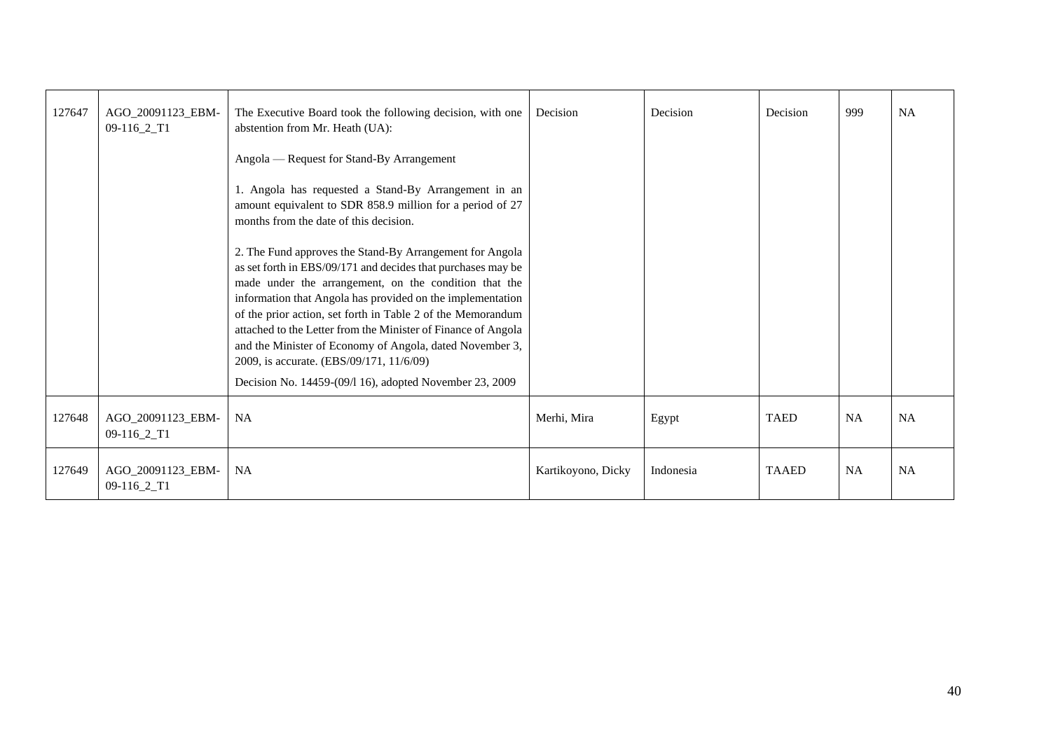| | | | | | | | |
|---|---|---|---|---|---|---|---|
| 127647 | AGO_20091123_EBM-09-116_2_T1 | The Executive Board took the following decision, with one abstention from Mr. Heath (UA):<br><br>Angola — Request for Stand-By Arrangement<br><br>1. Angola has requested a Stand-By Arrangement in an amount equivalent to SDR 858.9 million for a period of 27 months from the date of this decision.<br><br>2. The Fund approves the Stand-By Arrangement for Angola as set forth in EBS/09/171 and decides that purchases may be made under the arrangement, on the condition that the information that Angola has provided on the implementation of the prior action, set forth in Table 2 of the Memorandum attached to the Letter from the Minister of Finance of Angola and the Minister of Economy of Angola, dated November 3, 2009, is accurate. (EBS/09/171, 11/6/09)<br><br>Decision No. 14459-(09/l 16), adopted November 23, 2009 | Decision | Decision | Decision | 999 | NA |
| 127648 | AGO_20091123_EBM-09-116_2_T1 | NA | Merhi, Mira | Egypt | TAED | NA | NA |
| 127649 | AGO_20091123_EBM-09-116_2_T1 | NA | Kartikoyono, Dicky | Indonesia | TAAED | NA | NA |